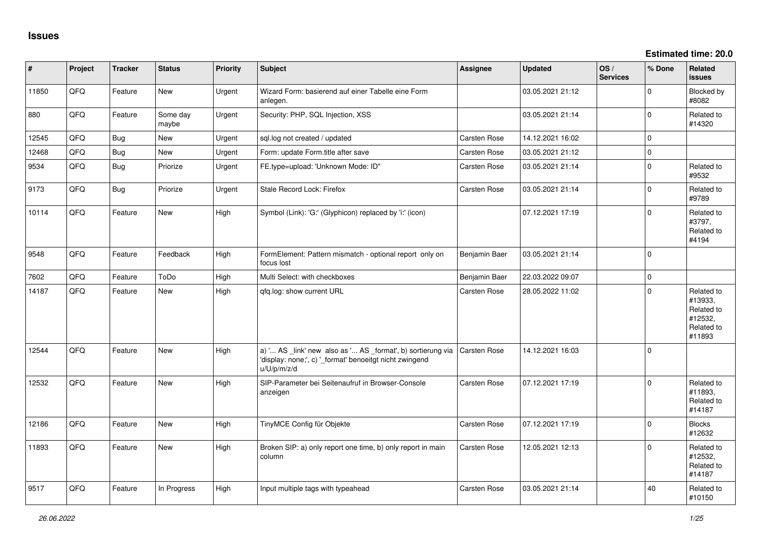# Issues

**Estimated time: 20.0**

| # | Project | Tracker | Status | Priority | Subject | Assignee | Updated | OS / Services | % Done | Related issues |
|---|---|---|---|---|---|---|---|---|---|---|
| 11850 | QFQ | Feature | New | Urgent | Wizard Form: basierend auf einer Tabelle eine Form anlegen. | | 03.05.2021 21:12 | | 0 | Blocked by #8082 |
| 880 | QFQ | Feature | Some day maybe | Urgent | Security: PHP, SQL Injection, XSS | | 03.05.2021 21:14 | | 0 | Related to #14320 |
| 12545 | QFQ | Bug | New | Urgent | sql.log not created / updated | Carsten Rose | 14.12.2021 16:02 | | 0 | |
| 12468 | QFQ | Bug | New | Urgent | Form: update Form.title after save | Carsten Rose | 03.05.2021 21:12 | | 0 | |
| 9534 | QFQ | Bug | Priorize | Urgent | FE.type=upload: 'Unknown Mode: ID" | Carsten Rose | 03.05.2021 21:14 | | 0 | Related to #9532 |
| 9173 | QFQ | Bug | Priorize | Urgent | Stale Record Lock: Firefox | Carsten Rose | 03.05.2021 21:14 | | 0 | Related to #9789 |
| 10114 | QFQ | Feature | New | High | Symbol (Link): 'G:' (Glyphicon) replaced by 'i:' (icon) | | 07.12.2021 17:19 | | 0 | Related to #3797, Related to #4194 |
| 9548 | QFQ | Feature | Feedback | High | FormElement: Pattern mismatch - optional report only on focus lost | Benjamin Baer | 03.05.2021 21:14 | | 0 | |
| 7602 | QFQ | Feature | ToDo | High | Multi Select: with checkboxes | Benjamin Baer | 22.03.2022 09:07 | | 0 | |
| 14187 | QFQ | Feature | New | High | qfq.log: show current URL | Carsten Rose | 28.05.2022 11:02 | | 0 | Related to #13933, Related to #12532, Related to #11893 |
| 12544 | QFQ | Feature | New | High | a) '... AS _link' new also as '... AS _format', b) sortierung via 'display: none;', c) '_format' benoeitgt nicht zwingend u/U/p/m/z/d | Carsten Rose | 14.12.2021 16:03 | | 0 | |
| 12532 | QFQ | Feature | New | High | SIP-Parameter bei Seitenaufruf in Browser-Console anzeigen | Carsten Rose | 07.12.2021 17:19 | | 0 | Related to #11893, Related to #14187 |
| 12186 | QFQ | Feature | New | High | TinyMCE Config für Objekte | Carsten Rose | 07.12.2021 17:19 | | 0 | Blocks #12632 |
| 11893 | QFQ | Feature | New | High | Broken SIP: a) only report one time, b) only report in main column | Carsten Rose | 12.05.2021 12:13 | | 0 | Related to #12532, Related to #14187 |
| 9517 | QFQ | Feature | In Progress | High | Input multiple tags with typeahead | Carsten Rose | 03.05.2021 21:14 | | 40 | Related to #10150 |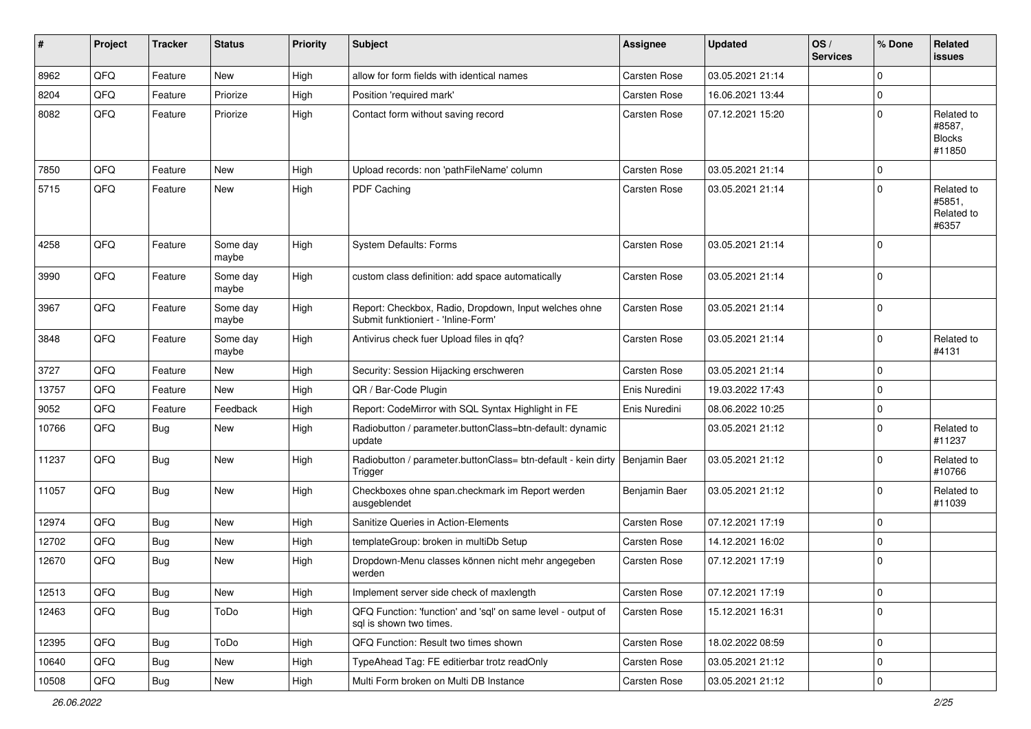| # | Project | Tracker | Status | Priority | Subject | Assignee | Updated | OS / Services | % Done | Related issues |
|---|---|---|---|---|---|---|---|---|---|---|
| 8962 | QFQ | Feature | New | High | allow for form fields with identical names | Carsten Rose | 03.05.2021 21:14 | | 0 | |
| 8204 | QFQ | Feature | Priorize | High | Position 'required mark' | Carsten Rose | 16.06.2021 13:44 | | 0 | |
| 8082 | QFQ | Feature | Priorize | High | Contact form without saving record | Carsten Rose | 07.12.2021 15:20 | | 0 | Related to #8587, Blocks #11850 |
| 7850 | QFQ | Feature | New | High | Upload records: non 'pathFileName' column | Carsten Rose | 03.05.2021 21:14 | | 0 | |
| 5715 | QFQ | Feature | New | High | PDF Caching | Carsten Rose | 03.05.2021 21:14 | | 0 | Related to #5851, Related to #6357 |
| 4258 | QFQ | Feature | Some day maybe | High | System Defaults: Forms | Carsten Rose | 03.05.2021 21:14 | | 0 | |
| 3990 | QFQ | Feature | Some day maybe | High | custom class definition: add space automatically | Carsten Rose | 03.05.2021 21:14 | | 0 | |
| 3967 | QFQ | Feature | Some day maybe | High | Report: Checkbox, Radio, Dropdown, Input welches ohne Submit funktioniert - 'Inline-Form' | Carsten Rose | 03.05.2021 21:14 | | 0 | |
| 3848 | QFQ | Feature | Some day maybe | High | Antivirus check fuer Upload files in qfq? | Carsten Rose | 03.05.2021 21:14 | | 0 | Related to #4131 |
| 3727 | QFQ | Feature | New | High | Security: Session Hijacking erschweren | Carsten Rose | 03.05.2021 21:14 | | 0 | |
| 13757 | QFQ | Feature | New | High | QR / Bar-Code Plugin | Enis Nuredini | 19.03.2022 17:43 | | 0 | |
| 9052 | QFQ | Feature | Feedback | High | Report: CodeMirror with SQL Syntax Highlight in FE | Enis Nuredini | 08.06.2022 10:25 | | 0 | |
| 10766 | QFQ | Bug | New | High | Radiobutton / parameter.buttonClass=btn-default: dynamic update | | 03.05.2021 21:12 | | 0 | Related to #11237 |
| 11237 | QFQ | Bug | New | High | Radiobutton / parameter.buttonClass= btn-default - kein dirty Trigger | Benjamin Baer | 03.05.2021 21:12 | | 0 | Related to #10766 |
| 11057 | QFQ | Bug | New | High | Checkboxes ohne span.checkmark im Report werden ausgeblendet | Benjamin Baer | 03.05.2021 21:12 | | 0 | Related to #11039 |
| 12974 | QFQ | Bug | New | High | Sanitize Queries in Action-Elements | Carsten Rose | 07.12.2021 17:19 | | 0 | |
| 12702 | QFQ | Bug | New | High | templateGroup: broken in multiDb Setup | Carsten Rose | 14.12.2021 16:02 | | 0 | |
| 12670 | QFQ | Bug | New | High | Dropdown-Menu classes können nicht mehr angegeben werden | Carsten Rose | 07.12.2021 17:19 | | 0 | |
| 12513 | QFQ | Bug | New | High | Implement server side check of maxlength | Carsten Rose | 07.12.2021 17:19 | | 0 | |
| 12463 | QFQ | Bug | ToDo | High | QFQ Function: 'function' and 'sql' on same level - output of sql is shown two times. | Carsten Rose | 15.12.2021 16:31 | | 0 | |
| 12395 | QFQ | Bug | ToDo | High | QFQ Function: Result two times shown | Carsten Rose | 18.02.2022 08:59 | | 0 | |
| 10640 | QFQ | Bug | New | High | TypeAhead Tag: FE editierbar trotz readOnly | Carsten Rose | 03.05.2021 21:12 | | 0 | |
| 10508 | QFQ | Bug | New | High | Multi Form broken on Multi DB Instance | Carsten Rose | 03.05.2021 21:12 | | 0 | |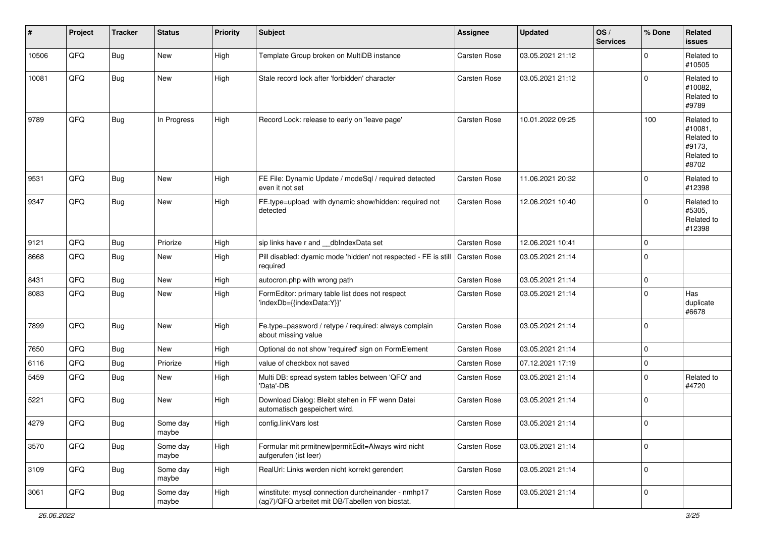| # | Project | Tracker | Status | Priority | Subject | Assignee | Updated | OS / Services | % Done | Related issues |
|---|---|---|---|---|---|---|---|---|---|---|
| 10506 | QFQ | Bug | New | High | Template Group broken on MultiDB instance | Carsten Rose | 03.05.2021 21:12 | | 0 | Related to #10505 |
| 10081 | QFQ | Bug | New | High | Stale record lock after 'forbidden' character | Carsten Rose | 03.05.2021 21:12 | | 0 | Related to #10082, Related to #9789 |
| 9789 | QFQ | Bug | In Progress | High | Record Lock: release to early on 'leave page' | Carsten Rose | 10.01.2022 09:25 | | 100 | Related to #10081, Related to #9173, Related to #8702 |
| 9531 | QFQ | Bug | New | High | FE File: Dynamic Update / modeSql / required detected even it not set | Carsten Rose | 11.06.2021 20:32 | | 0 | Related to #12398 |
| 9347 | QFQ | Bug | New | High | FE.type=upload with dynamic show/hidden: required not detected | Carsten Rose | 12.06.2021 10:40 | | 0 | Related to #5305, Related to #12398 |
| 9121 | QFQ | Bug | Priorize | High | sip links have r and __dbIndexData set | Carsten Rose | 12.06.2021 10:41 | | 0 | |
| 8668 | QFQ | Bug | New | High | Pill disabled: dyamic mode 'hidden' not respected - FE is still required | Carsten Rose | 03.05.2021 21:14 | | 0 | |
| 8431 | QFQ | Bug | New | High | autocron.php with wrong path | Carsten Rose | 03.05.2021 21:14 | | 0 | |
| 8083 | QFQ | Bug | New | High | FormEditor: primary table list does not respect 'indexDb={{indexData:Y}}' | Carsten Rose | 03.05.2021 21:14 | | 0 | Has duplicate #6678 |
| 7899 | QFQ | Bug | New | High | Fe.type=password / retype / required: always complain about missing value | Carsten Rose | 03.05.2021 21:14 | | 0 | |
| 7650 | QFQ | Bug | New | High | Optional do not show 'required' sign on FormElement | Carsten Rose | 03.05.2021 21:14 | | 0 | |
| 6116 | QFQ | Bug | Priorize | High | value of checkbox not saved | Carsten Rose | 07.12.2021 17:19 | | 0 | |
| 5459 | QFQ | Bug | New | High | Multi DB: spread system tables between 'QFQ' and 'Data'-DB | Carsten Rose | 03.05.2021 21:14 | | 0 | Related to #4720 |
| 5221 | QFQ | Bug | New | High | Download Dialog: Bleibt stehen in FF wenn Datei automatisch gespeichert wird. | Carsten Rose | 03.05.2021 21:14 | | 0 | |
| 4279 | QFQ | Bug | Some day maybe | High | config.linkVars lost | Carsten Rose | 03.05.2021 21:14 | | 0 | |
| 3570 | QFQ | Bug | Some day maybe | High | Formular mit prmitnew\|permitEdit=Always wird nicht aufgerufen (ist leer) | Carsten Rose | 03.05.2021 21:14 | | 0 | |
| 3109 | QFQ | Bug | Some day maybe | High | RealUrl: Links werden nicht korrekt gerendert | Carsten Rose | 03.05.2021 21:14 | | 0 | |
| 3061 | QFQ | Bug | Some day maybe | High | winstitute: mysql connection durcheinander - nmhp17 (ag7)/QFQ arbeitet mit DB/Tabellen von biostat. | Carsten Rose | 03.05.2021 21:14 | | 0 | |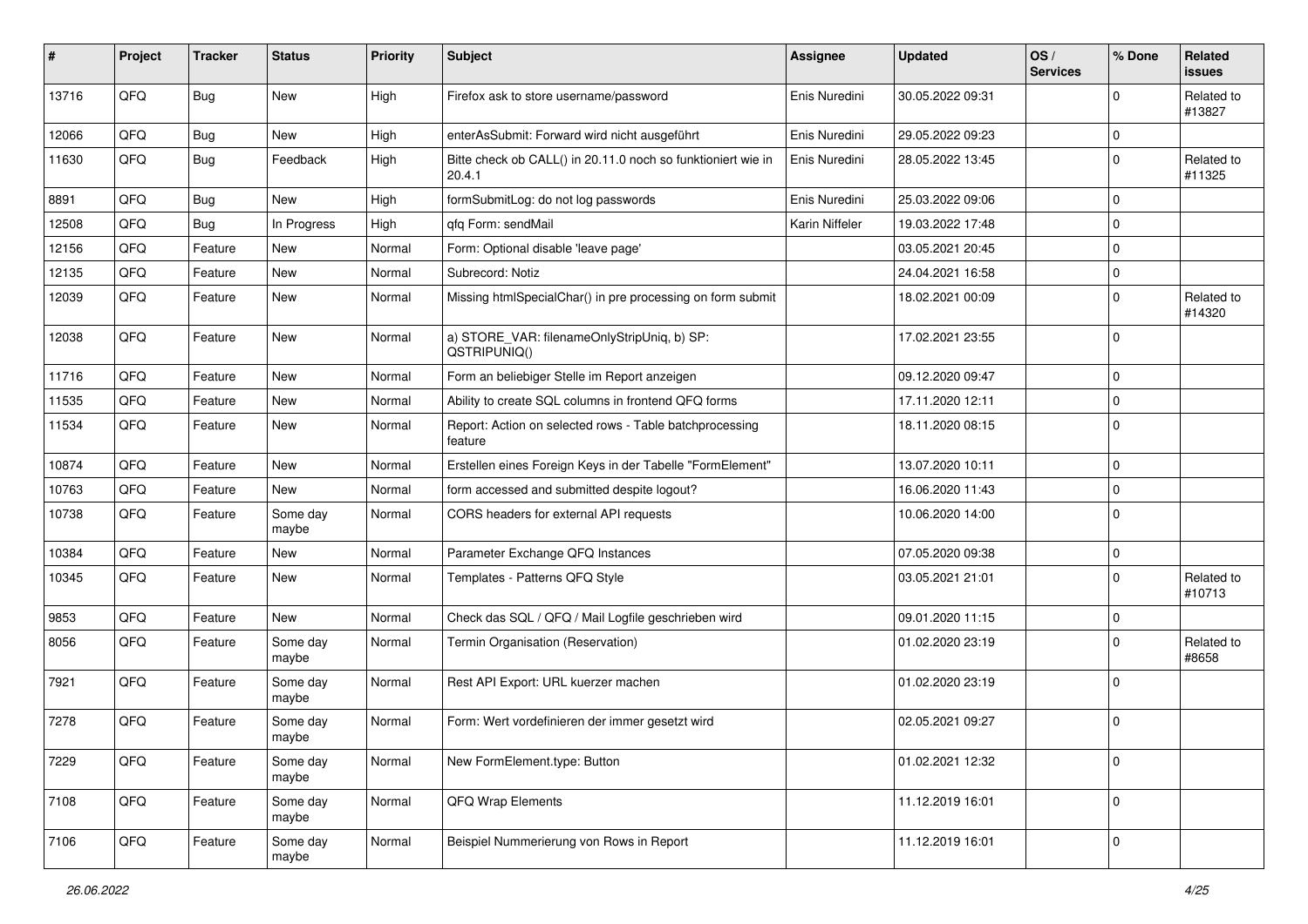| # | Project | Tracker | Status | Priority | Subject | Assignee | Updated | OS / Services | % Done | Related issues |
|---|---|---|---|---|---|---|---|---|---|---|
| 13716 | QFQ | Bug | New | High | Firefox ask to store username/password | Enis Nuredini | 30.05.2022 09:31 | | 0 | Related to #13827 |
| 12066 | QFQ | Bug | New | High | enterAsSubmit: Forward wird nicht ausgeführt | Enis Nuredini | 29.05.2022 09:23 | | 0 | |
| 11630 | QFQ | Bug | Feedback | High | Bitte check ob CALL() in 20.11.0 noch so funktioniert wie in 20.4.1 | Enis Nuredini | 28.05.2022 13:45 | | 0 | Related to #11325 |
| 8891 | QFQ | Bug | New | High | formSubmitLog: do not log passwords | Enis Nuredini | 25.03.2022 09:06 | | 0 | |
| 12508 | QFQ | Bug | In Progress | High | qfq Form: sendMail | Karin Niffeler | 19.03.2022 17:48 | | 0 | |
| 12156 | QFQ | Feature | New | Normal | Form: Optional disable 'leave page' | | 03.05.2021 20:45 | | 0 | |
| 12135 | QFQ | Feature | New | Normal | Subrecord: Notiz | | 24.04.2021 16:58 | | 0 | |
| 12039 | QFQ | Feature | New | Normal | Missing htmlSpecialChar() in pre processing on form submit | | 18.02.2021 00:09 | | 0 | Related to #14320 |
| 12038 | QFQ | Feature | New | Normal | a) STORE_VAR: filenameOnlyStripUniq, b) SP: QSTRIPUNIQ() | | 17.02.2021 23:55 | | 0 | |
| 11716 | QFQ | Feature | New | Normal | Form an beliebiger Stelle im Report anzeigen | | 09.12.2020 09:47 | | 0 | |
| 11535 | QFQ | Feature | New | Normal | Ability to create SQL columns in frontend QFQ forms | | 17.11.2020 12:11 | | 0 | |
| 11534 | QFQ | Feature | New | Normal | Report: Action on selected rows - Table batchprocessing feature | | 18.11.2020 08:15 | | 0 | |
| 10874 | QFQ | Feature | New | Normal | Erstellen eines Foreign Keys in der Tabelle "FormElement" | | 13.07.2020 10:11 | | 0 | |
| 10763 | QFQ | Feature | New | Normal | form accessed and submitted despite logout? | | 16.06.2020 11:43 | | 0 | |
| 10738 | QFQ | Feature | Some day maybe | Normal | CORS headers for external API requests | | 10.06.2020 14:00 | | 0 | |
| 10384 | QFQ | Feature | New | Normal | Parameter Exchange QFQ Instances | | 07.05.2020 09:38 | | 0 | |
| 10345 | QFQ | Feature | New | Normal | Templates - Patterns QFQ Style | | 03.05.2021 21:01 | | 0 | Related to #10713 |
| 9853 | QFQ | Feature | New | Normal | Check das SQL / QFQ / Mail Logfile geschrieben wird | | 09.01.2020 11:15 | | 0 | |
| 8056 | QFQ | Feature | Some day maybe | Normal | Termin Organisation (Reservation) | | 01.02.2020 23:19 | | 0 | Related to #8658 |
| 7921 | QFQ | Feature | Some day maybe | Normal | Rest API Export: URL kuerzer machen | | 01.02.2020 23:19 | | 0 | |
| 7278 | QFQ | Feature | Some day maybe | Normal | Form: Wert vordefinieren der immer gesetzt wird | | 02.05.2021 09:27 | | 0 | |
| 7229 | QFQ | Feature | Some day maybe | Normal | New FormElement.type: Button | | 01.02.2021 12:32 | | 0 | |
| 7108 | QFQ | Feature | Some day maybe | Normal | QFQ Wrap Elements | | 11.12.2019 16:01 | | 0 | |
| 7106 | QFQ | Feature | Some day maybe | Normal | Beispiel Nummerierung von Rows in Report | | 11.12.2019 16:01 | | 0 | |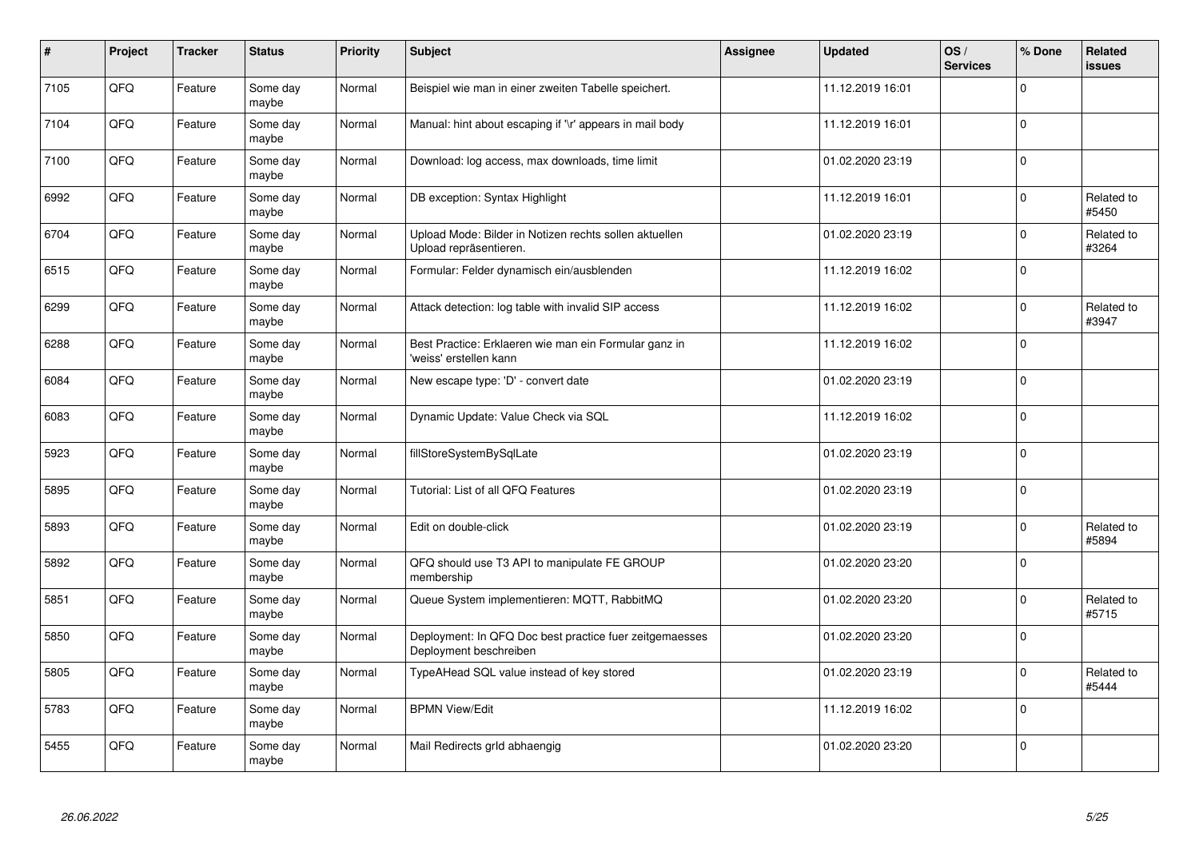| # | Project | Tracker | Status | Priority | Subject | Assignee | Updated | OS / Services | % Done | Related issues |
|---|---|---|---|---|---|---|---|---|---|---|
| 7105 | QFQ | Feature | Some day maybe | Normal | Beispiel wie man in einer zweiten Tabelle speichert. | | 11.12.2019 16:01 | | 0 | |
| 7104 | QFQ | Feature | Some day maybe | Normal | Manual: hint about escaping if '\r' appears in mail body | | 11.12.2019 16:01 | | 0 | |
| 7100 | QFQ | Feature | Some day maybe | Normal | Download: log access, max downloads, time limit | | 01.02.2020 23:19 | | 0 | |
| 6992 | QFQ | Feature | Some day maybe | Normal | DB exception: Syntax Highlight | | 11.12.2019 16:01 | | 0 | Related to #5450 |
| 6704 | QFQ | Feature | Some day maybe | Normal | Upload Mode: Bilder in Notizen rechts sollen aktuellen Upload repräsentieren. | | 01.02.2020 23:19 | | 0 | Related to #3264 |
| 6515 | QFQ | Feature | Some day maybe | Normal | Formular: Felder dynamisch ein/ausblenden | | 11.12.2019 16:02 | | 0 | |
| 6299 | QFQ | Feature | Some day maybe | Normal | Attack detection: log table with invalid SIP access | | 11.12.2019 16:02 | | 0 | Related to #3947 |
| 6288 | QFQ | Feature | Some day maybe | Normal | Best Practice: Erklaeren wie man ein Formular ganz in 'weiss' erstellen kann | | 11.12.2019 16:02 | | 0 | |
| 6084 | QFQ | Feature | Some day maybe | Normal | New escape type: 'D' - convert date | | 01.02.2020 23:19 | | 0 | |
| 6083 | QFQ | Feature | Some day maybe | Normal | Dynamic Update: Value Check via SQL | | 11.12.2019 16:02 | | 0 | |
| 5923 | QFQ | Feature | Some day maybe | Normal | fillStoreSystemBySqlLate | | 01.02.2020 23:19 | | 0 | |
| 5895 | QFQ | Feature | Some day maybe | Normal | Tutorial: List of all QFQ Features | | 01.02.2020 23:19 | | 0 | |
| 5893 | QFQ | Feature | Some day maybe | Normal | Edit on double-click | | 01.02.2020 23:19 | | 0 | Related to #5894 |
| 5892 | QFQ | Feature | Some day maybe | Normal | QFQ should use T3 API to manipulate FE GROUP membership | | 01.02.2020 23:20 | | 0 | |
| 5851 | QFQ | Feature | Some day maybe | Normal | Queue System implementieren: MQTT, RabbitMQ | | 01.02.2020 23:20 | | 0 | Related to #5715 |
| 5850 | QFQ | Feature | Some day maybe | Normal | Deployment: In QFQ Doc best practice fuer zeitgemaesses Deployment beschreiben | | 01.02.2020 23:20 | | 0 | |
| 5805 | QFQ | Feature | Some day maybe | Normal | TypeAHead SQL value instead of key stored | | 01.02.2020 23:19 | | 0 | Related to #5444 |
| 5783 | QFQ | Feature | Some day maybe | Normal | BPMN View/Edit | | 11.12.2019 16:02 | | 0 | |
| 5455 | QFQ | Feature | Some day maybe | Normal | Mail Redirects grId abhaengig | | 01.02.2020 23:20 | | 0 | |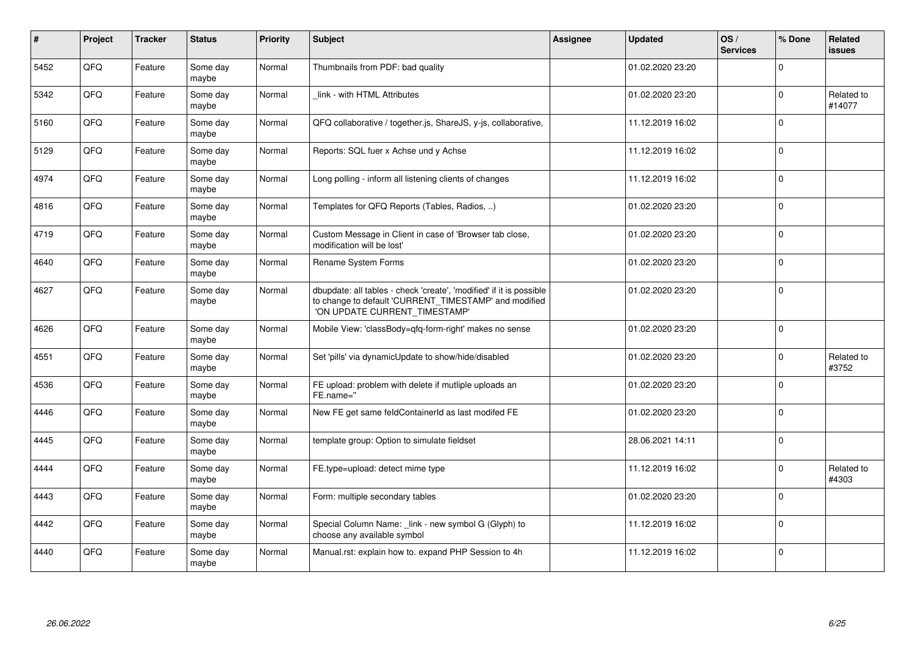| # | Project | Tracker | Status | Priority | Subject | Assignee | Updated | OS / Services | % Done | Related issues |
|---|---|---|---|---|---|---|---|---|---|---|
| 5452 | QFQ | Feature | Some day maybe | Normal | Thumbnails from PDF: bad quality | | 01.02.2020 23:20 | | 0 | |
| 5342 | QFQ | Feature | Some day maybe | Normal | _link - with HTML Attributes | | 01.02.2020 23:20 | | 0 | Related to #14077 |
| 5160 | QFQ | Feature | Some day maybe | Normal | QFQ collaborative / together.js, ShareJS, y-js, collaborative, | | 11.12.2019 16:02 | | 0 | |
| 5129 | QFQ | Feature | Some day maybe | Normal | Reports: SQL fuer x Achse und y Achse | | 11.12.2019 16:02 | | 0 | |
| 4974 | QFQ | Feature | Some day maybe | Normal | Long polling - inform all listening clients of changes | | 11.12.2019 16:02 | | 0 | |
| 4816 | QFQ | Feature | Some day maybe | Normal | Templates for QFQ Reports (Tables, Radios, ..) | | 01.02.2020 23:20 | | 0 | |
| 4719 | QFQ | Feature | Some day maybe | Normal | Custom Message in Client in case of 'Browser tab close, modification will be lost' | | 01.02.2020 23:20 | | 0 | |
| 4640 | QFQ | Feature | Some day maybe | Normal | Rename System Forms | | 01.02.2020 23:20 | | 0 | |
| 4627 | QFQ | Feature | Some day maybe | Normal | dbupdate: all tables - check 'create', 'modified' if it is possible to change to default 'CURRENT_TIMESTAMP' and modified 'ON UPDATE CURRENT_TIMESTAMP' | | 01.02.2020 23:20 | | 0 | |
| 4626 | QFQ | Feature | Some day maybe | Normal | Mobile View: 'classBody=qfq-form-right' makes no sense | | 01.02.2020 23:20 | | 0 | |
| 4551 | QFQ | Feature | Some day maybe | Normal | Set 'pills' via dynamicUpdate to show/hide/disabled | | 01.02.2020 23:20 | | 0 | Related to #3752 |
| 4536 | QFQ | Feature | Some day maybe | Normal | FE upload: problem with delete if mutliple uploads an FE.name='' | | 01.02.2020 23:20 | | 0 | |
| 4446 | QFQ | Feature | Some day maybe | Normal | New FE get same feldContainerId as last modifed FE | | 01.02.2020 23:20 | | 0 | |
| 4445 | QFQ | Feature | Some day maybe | Normal | template group: Option to simulate fieldset | | 28.06.2021 14:11 | | 0 | |
| 4444 | QFQ | Feature | Some day maybe | Normal | FE.type=upload: detect mime type | | 11.12.2019 16:02 | | 0 | Related to #4303 |
| 4443 | QFQ | Feature | Some day maybe | Normal | Form: multiple secondary tables | | 01.02.2020 23:20 | | 0 | |
| 4442 | QFQ | Feature | Some day maybe | Normal | Special Column Name: _link - new symbol G (Glyph) to choose any available symbol | | 11.12.2019 16:02 | | 0 | |
| 4440 | QFQ | Feature | Some day maybe | Normal | Manual.rst: explain how to. expand PHP Session to 4h | | 11.12.2019 16:02 | | 0 | |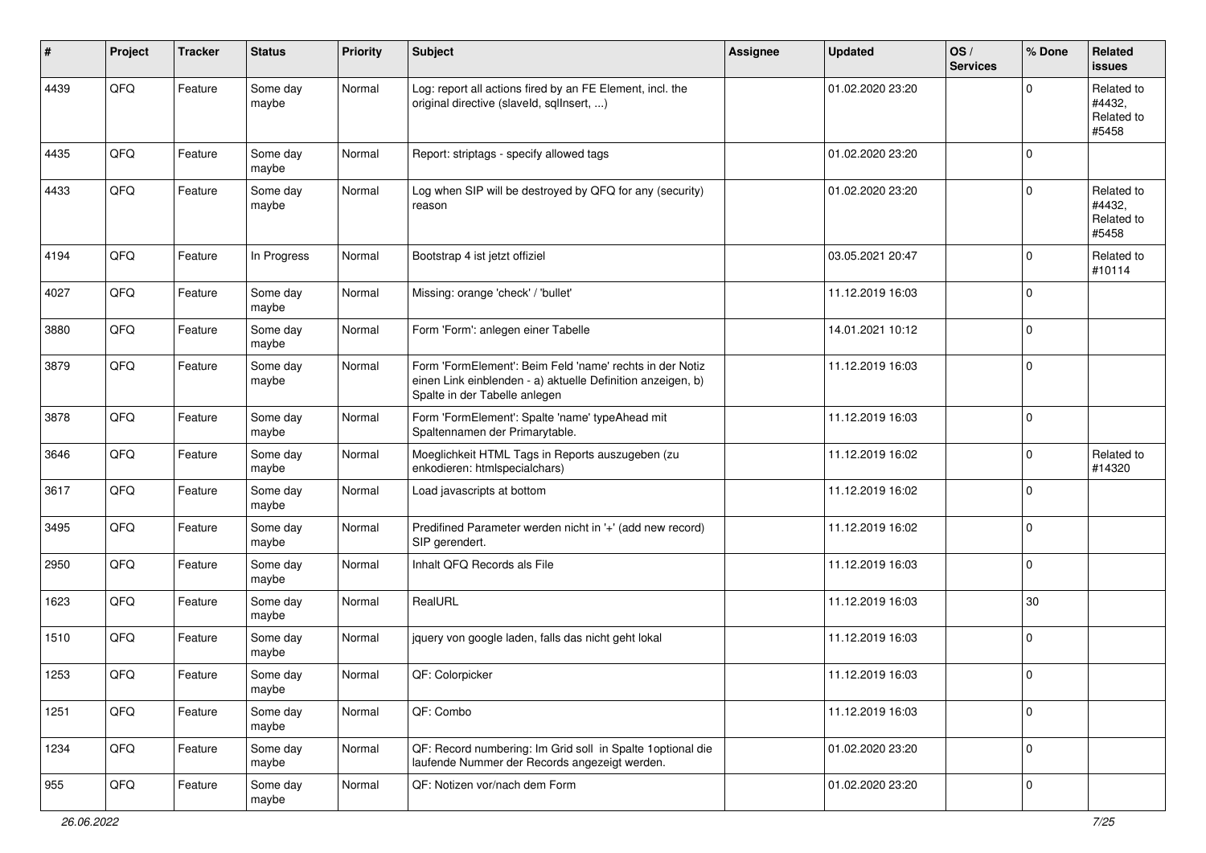| # | Project | Tracker | Status | Priority | Subject | Assignee | Updated | OS / Services | % Done | Related issues |
|---|---|---|---|---|---|---|---|---|---|---|
| 4439 | QFQ | Feature | Some day maybe | Normal | Log: report all actions fired by an FE Element, incl. the original directive (slaveId, sqlInsert, ...) | | 01.02.2020 23:20 | | 0 | Related to #4432, Related to #5458 |
| 4435 | QFQ | Feature | Some day maybe | Normal | Report: striptags - specify allowed tags | | 01.02.2020 23:20 | | 0 | |
| 4433 | QFQ | Feature | Some day maybe | Normal | Log when SIP will be destroyed by QFQ for any (security) reason | | 01.02.2020 23:20 | | 0 | Related to #4432, Related to #5458 |
| 4194 | QFQ | Feature | In Progress | Normal | Bootstrap 4 ist jetzt offiziel | | 03.05.2021 20:47 | | 0 | Related to #10114 |
| 4027 | QFQ | Feature | Some day maybe | Normal | Missing: orange 'check' / 'bullet' | | 11.12.2019 16:03 | | 0 | |
| 3880 | QFQ | Feature | Some day maybe | Normal | Form 'Form': anlegen einer Tabelle | | 14.01.2021 10:12 | | 0 | |
| 3879 | QFQ | Feature | Some day maybe | Normal | Form 'FormElement': Beim Feld 'name' rechts in der Notiz einen Link einblenden - a) aktuelle Definition anzeigen, b) Spalte in der Tabelle anlegen | | 11.12.2019 16:03 | | 0 | |
| 3878 | QFQ | Feature | Some day maybe | Normal | Form 'FormElement': Spalte 'name' typeAhead mit Spaltennamen der Primarytable. | | 11.12.2019 16:03 | | 0 | |
| 3646 | QFQ | Feature | Some day maybe | Normal | Moeglichkeit HTML Tags in Reports auszugeben (zu enkodieren: htmlspecialchars) | | 11.12.2019 16:02 | | 0 | Related to #14320 |
| 3617 | QFQ | Feature | Some day maybe | Normal | Load javascripts at bottom | | 11.12.2019 16:02 | | 0 | |
| 3495 | QFQ | Feature | Some day maybe | Normal | Predifined Parameter werden nicht in '+' (add new record) SIP gerendert. | | 11.12.2019 16:02 | | 0 | |
| 2950 | QFQ | Feature | Some day maybe | Normal | Inhalt QFQ Records als File | | 11.12.2019 16:03 | | 0 | |
| 1623 | QFQ | Feature | Some day maybe | Normal | RealURL | | 11.12.2019 16:03 | | 30 | |
| 1510 | QFQ | Feature | Some day maybe | Normal | jquery von google laden, falls das nicht geht lokal | | 11.12.2019 16:03 | | 0 | |
| 1253 | QFQ | Feature | Some day maybe | Normal | QF: Colorpicker | | 11.12.2019 16:03 | | 0 | |
| 1251 | QFQ | Feature | Some day maybe | Normal | QF: Combo | | 11.12.2019 16:03 | | 0 | |
| 1234 | QFQ | Feature | Some day maybe | Normal | QF: Record numbering: Im Grid soll in Spalte 1optional die laufende Nummer der Records angezeigt werden. | | 01.02.2020 23:20 | | 0 | |
| 955 | QFQ | Feature | Some day maybe | Normal | QF: Notizen vor/nach dem Form | | 01.02.2020 23:20 | | 0 | |

*26.06.2022*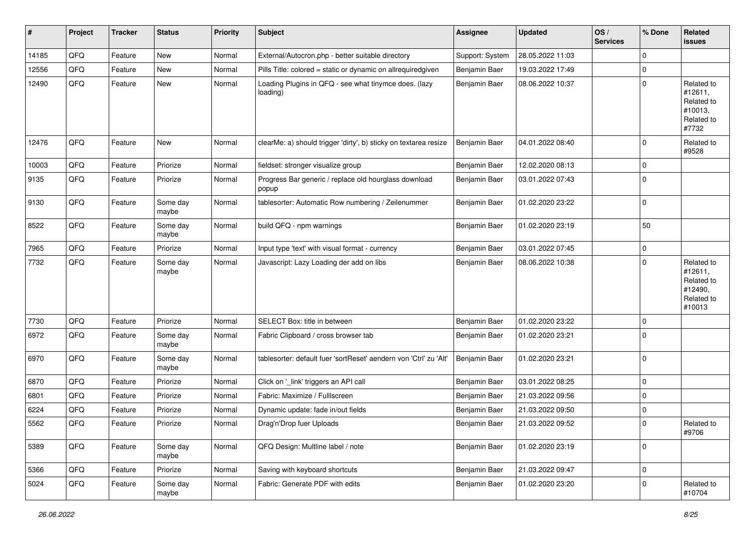| # | Project | Tracker | Status | Priority | Subject | Assignee | Updated | OS / Services | % Done | Related issues |
|---|---|---|---|---|---|---|---|---|---|---|
| 14185 | QFQ | Feature | New | Normal | External/Autocron.php - better suitable directory | Support: System | 28.05.2022 11:03 | | 0 | |
| 12556 | QFQ | Feature | New | Normal | Pills Title: colored = static or dynamic on allrequiredgiven | Benjamin Baer | 19.03.2022 17:49 | | 0 | |
| 12490 | QFQ | Feature | New | Normal | Loading Plugins in QFQ - see what tinymce does. (lazy loading) | Benjamin Baer | 08.06.2022 10:37 | | 0 | Related to #12611, Related to #10013, Related to #7732 |
| 12476 | QFQ | Feature | New | Normal | clearMe: a) should trigger 'dirty', b) sticky on textarea resize | Benjamin Baer | 04.01.2022 08:40 | | 0 | Related to #9528 |
| 10003 | QFQ | Feature | Priorize | Normal | fieldset: stronger visualize group | Benjamin Baer | 12.02.2020 08:13 | | 0 | |
| 9135 | QFQ | Feature | Priorize | Normal | Progress Bar generic / replace old hourglass download popup | Benjamin Baer | 03.01.2022 07:43 | | 0 | |
| 9130 | QFQ | Feature | Some day maybe | Normal | tablesorter: Automatic Row numbering / Zeilenummer | Benjamin Baer | 01.02.2020 23:22 | | 0 | |
| 8522 | QFQ | Feature | Some day maybe | Normal | build QFQ - npm warnings | Benjamin Baer | 01.02.2020 23:19 | | 50 | |
| 7965 | QFQ | Feature | Priorize | Normal | Input type 'text' with visual format - currency | Benjamin Baer | 03.01.2022 07:45 | | 0 | |
| 7732 | QFQ | Feature | Some day maybe | Normal | Javascript: Lazy Loading der add on libs | Benjamin Baer | 08.06.2022 10:38 | | 0 | Related to #12611, Related to #12490, Related to #10013 |
| 7730 | QFQ | Feature | Priorize | Normal | SELECT Box: title in between | Benjamin Baer | 01.02.2020 23:22 | | 0 | |
| 6972 | QFQ | Feature | Some day maybe | Normal | Fabric Clipboard / cross browser tab | Benjamin Baer | 01.02.2020 23:21 | | 0 | |
| 6970 | QFQ | Feature | Some day maybe | Normal | tablesorter: default fuer 'sortReset' aendern von 'Ctrl' zu 'Alt' | Benjamin Baer | 01.02.2020 23:21 | | 0 | |
| 6870 | QFQ | Feature | Priorize | Normal | Click on '_link' triggers an API call | Benjamin Baer | 03.01.2022 08:25 | | 0 | |
| 6801 | QFQ | Feature | Priorize | Normal | Fabric: Maximize / Fulllscreen | Benjamin Baer | 21.03.2022 09:56 | | 0 | |
| 6224 | QFQ | Feature | Priorize | Normal | Dynamic update: fade in/out fields | Benjamin Baer | 21.03.2022 09:50 | | 0 | |
| 5562 | QFQ | Feature | Priorize | Normal | Drag'n'Drop fuer Uploads | Benjamin Baer | 21.03.2022 09:52 | | 0 | Related to #9706 |
| 5389 | QFQ | Feature | Some day maybe | Normal | QFQ Design: Multline label / note | Benjamin Baer | 01.02.2020 23:19 | | 0 | |
| 5366 | QFQ | Feature | Priorize | Normal | Saving with keyboard shortcuts | Benjamin Baer | 21.03.2022 09:47 | | 0 | |
| 5024 | QFQ | Feature | Some day maybe | Normal | Fabric: Generate PDF with edits | Benjamin Baer | 01.02.2020 23:20 | | 0 | Related to #10704 |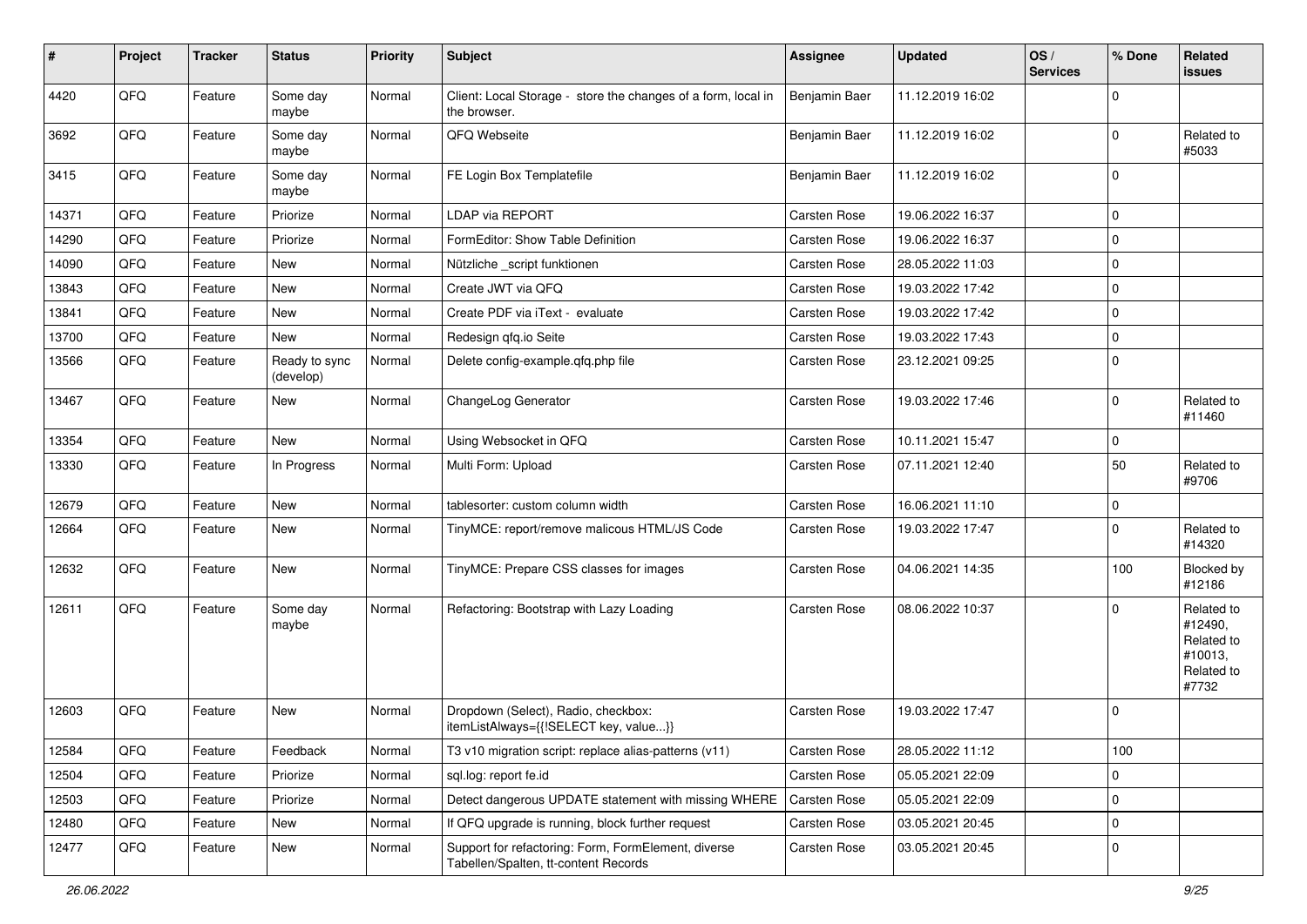| # | Project | Tracker | Status | Priority | Subject | Assignee | Updated | OS / Services | % Done | Related issues |
|---|---|---|---|---|---|---|---|---|---|---|
| 4420 | QFQ | Feature | Some day maybe | Normal | Client: Local Storage - store the changes of a form, local in the browser. | Benjamin Baer | 11.12.2019 16:02 | | 0 | |
| 3692 | QFQ | Feature | Some day maybe | Normal | QFQ Webseite | Benjamin Baer | 11.12.2019 16:02 | | 0 | Related to #5033 |
| 3415 | QFQ | Feature | Some day maybe | Normal | FE Login Box Templatefile | Benjamin Baer | 11.12.2019 16:02 | | 0 | |
| 14371 | QFQ | Feature | Priorize | Normal | LDAP via REPORT | Carsten Rose | 19.06.2022 16:37 | | 0 | |
| 14290 | QFQ | Feature | Priorize | Normal | FormEditor: Show Table Definition | Carsten Rose | 19.06.2022 16:37 | | 0 | |
| 14090 | QFQ | Feature | New | Normal | Nützliche _script funktionen | Carsten Rose | 28.05.2022 11:03 | | 0 | |
| 13843 | QFQ | Feature | New | Normal | Create JWT via QFQ | Carsten Rose | 19.03.2022 17:42 | | 0 | |
| 13841 | QFQ | Feature | New | Normal | Create PDF via iText - evaluate | Carsten Rose | 19.03.2022 17:42 | | 0 | |
| 13700 | QFQ | Feature | New | Normal | Redesign qfq.io Seite | Carsten Rose | 19.03.2022 17:43 | | 0 | |
| 13566 | QFQ | Feature | Ready to sync (develop) | Normal | Delete config-example.qfq.php file | Carsten Rose | 23.12.2021 09:25 | | 0 | |
| 13467 | QFQ | Feature | New | Normal | ChangeLog Generator | Carsten Rose | 19.03.2022 17:46 | | 0 | Related to #11460 |
| 13354 | QFQ | Feature | New | Normal | Using Websocket in QFQ | Carsten Rose | 10.11.2021 15:47 | | 0 | |
| 13330 | QFQ | Feature | In Progress | Normal | Multi Form: Upload | Carsten Rose | 07.11.2021 12:40 | | 50 | Related to #9706 |
| 12679 | QFQ | Feature | New | Normal | tablesorter: custom column width | Carsten Rose | 16.06.2021 11:10 | | 0 | |
| 12664 | QFQ | Feature | New | Normal | TinyMCE: report/remove malicous HTML/JS Code | Carsten Rose | 19.03.2022 17:47 | | 0 | Related to #14320 |
| 12632 | QFQ | Feature | New | Normal | TinyMCE: Prepare CSS classes for images | Carsten Rose | 04.06.2021 14:35 | | 100 | Blocked by #12186 |
| 12611 | QFQ | Feature | Some day maybe | Normal | Refactoring: Bootstrap with Lazy Loading | Carsten Rose | 08.06.2022 10:37 | | 0 | Related to #12490, Related to #10013, Related to #7732 |
| 12603 | QFQ | Feature | New | Normal | Dropdown (Select), Radio, checkbox: itemListAlways={{!SELECT key, value...}} | Carsten Rose | 19.03.2022 17:47 | | 0 | |
| 12584 | QFQ | Feature | Feedback | Normal | T3 v10 migration script: replace alias-patterns (v11) | Carsten Rose | 28.05.2022 11:12 | | 100 | |
| 12504 | QFQ | Feature | Priorize | Normal | sql.log: report fe.id | Carsten Rose | 05.05.2021 22:09 | | 0 | |
| 12503 | QFQ | Feature | Priorize | Normal | Detect dangerous UPDATE statement with missing WHERE | Carsten Rose | 05.05.2021 22:09 | | 0 | |
| 12480 | QFQ | Feature | New | Normal | If QFQ upgrade is running, block further request | Carsten Rose | 03.05.2021 20:45 | | 0 | |
| 12477 | QFQ | Feature | New | Normal | Support for refactoring: Form, FormElement, diverse Tabellen/Spalten, tt-content Records | Carsten Rose | 03.05.2021 20:45 | | 0 | |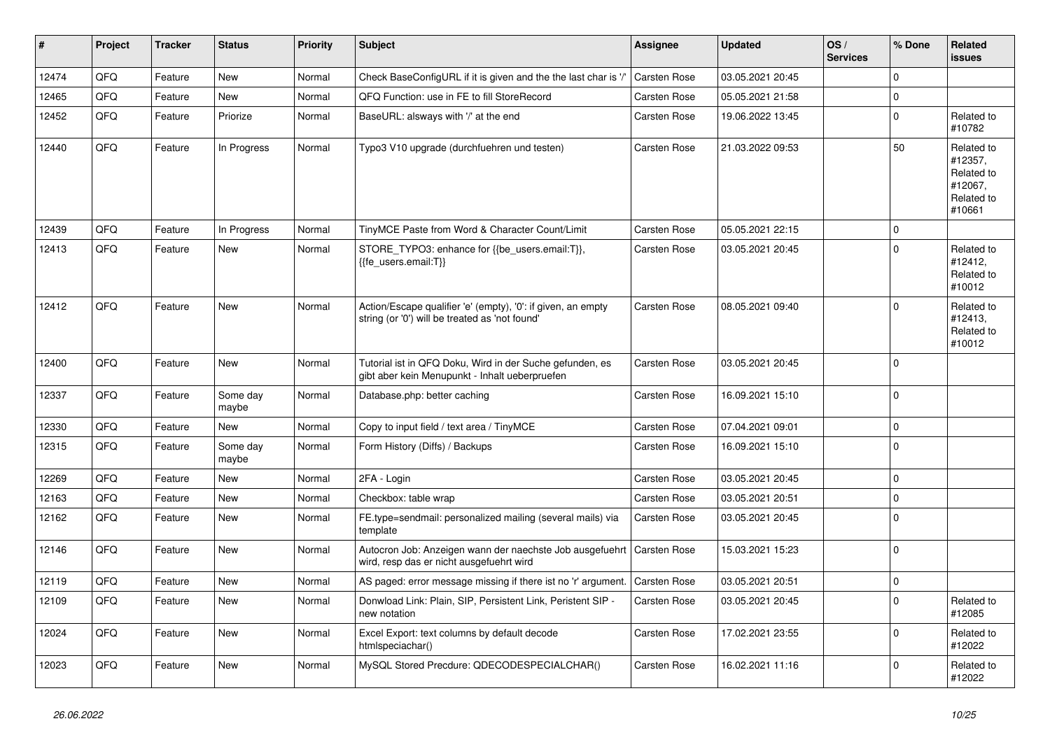| # | Project | Tracker | Status | Priority | Subject | Assignee | Updated | OS / Services | % Done | Related issues |
|---|---|---|---|---|---|---|---|---|---|---|
| 12474 | QFQ | Feature | New | Normal | Check BaseConfigURL if it is given and the the last char is '/' | Carsten Rose | 03.05.2021 20:45 | | 0 | |
| 12465 | QFQ | Feature | New | Normal | QFQ Function: use in FE to fill StoreRecord | Carsten Rose | 05.05.2021 21:58 | | 0 | |
| 12452 | QFQ | Feature | Priorize | Normal | BaseURL: alsways with '/' at the end | Carsten Rose | 19.06.2022 13:45 | | 0 | Related to #10782 |
| 12440 | QFQ | Feature | In Progress | Normal | Typo3 V10 upgrade (durchfuehren und testen) | Carsten Rose | 21.03.2022 09:53 | | 50 | Related to #12357, Related to #12067, Related to #10661 |
| 12439 | QFQ | Feature | In Progress | Normal | TinyMCE Paste from Word & Character Count/Limit | Carsten Rose | 05.05.2021 22:15 | | 0 | |
| 12413 | QFQ | Feature | New | Normal | STORE_TYPO3: enhance for {{be_users.email:T}}, {{fe_users.email:T}} | Carsten Rose | 03.05.2021 20:45 | | 0 | Related to #12412, Related to #10012 |
| 12412 | QFQ | Feature | New | Normal | Action/Escape qualifier 'e' (empty), '0': if given, an empty string (or '0') will be treated as 'not found' | Carsten Rose | 08.05.2021 09:40 | | 0 | Related to #12413, Related to #10012 |
| 12400 | QFQ | Feature | New | Normal | Tutorial ist in QFQ Doku, Wird in der Suche gefunden, es gibt aber kein Menupunkt - Inhalt ueberpruefen | Carsten Rose | 03.05.2021 20:45 | | 0 | |
| 12337 | QFQ | Feature | Some day maybe | Normal | Database.php: better caching | Carsten Rose | 16.09.2021 15:10 | | 0 | |
| 12330 | QFQ | Feature | New | Normal | Copy to input field / text area / TinyMCE | Carsten Rose | 07.04.2021 09:01 | | 0 | |
| 12315 | QFQ | Feature | Some day maybe | Normal | Form History (Diffs) / Backups | Carsten Rose | 16.09.2021 15:10 | | 0 | |
| 12269 | QFQ | Feature | New | Normal | 2FA - Login | Carsten Rose | 03.05.2021 20:45 | | 0 | |
| 12163 | QFQ | Feature | New | Normal | Checkbox: table wrap | Carsten Rose | 03.05.2021 20:51 | | 0 | |
| 12162 | QFQ | Feature | New | Normal | FE.type=sendmail: personalized mailing (several mails) via template | Carsten Rose | 03.05.2021 20:45 | | 0 | |
| 12146 | QFQ | Feature | New | Normal | Autocron Job: Anzeigen wann der naechste Job ausgefuehrt wird, resp das er nicht ausgefuehrt wird | Carsten Rose | 15.03.2021 15:23 | | 0 | |
| 12119 | QFQ | Feature | New | Normal | AS paged: error message missing if there ist no 'r' argument. | Carsten Rose | 03.05.2021 20:51 | | 0 | |
| 12109 | QFQ | Feature | New | Normal | Donwload Link: Plain, SIP, Persistent Link, Peristent SIP - new notation | Carsten Rose | 03.05.2021 20:45 | | 0 | Related to #12085 |
| 12024 | QFQ | Feature | New | Normal | Excel Export: text columns by default decode htmlspeciachar() | Carsten Rose | 17.02.2021 23:55 | | 0 | Related to #12022 |
| 12023 | QFQ | Feature | New | Normal | MySQL Stored Precdure: QDECODESPECIALCHAR() | Carsten Rose | 16.02.2021 11:16 | | 0 | Related to #12022 |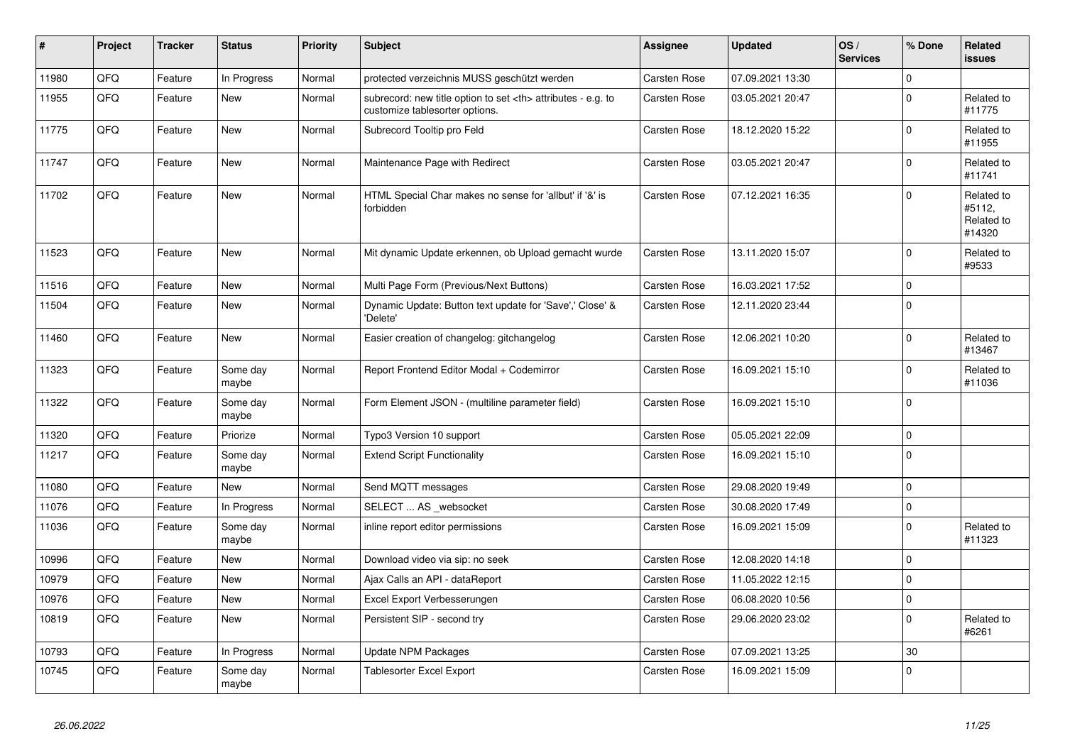| # | Project | Tracker | Status | Priority | Subject | Assignee | Updated | OS / Services | % Done | Related issues |
|---|---|---|---|---|---|---|---|---|---|---|
| 11980 | QFQ | Feature | In Progress | Normal | protected verzeichnis MUSS geschützt werden | Carsten Rose | 07.09.2021 13:30 | | 0 | |
| 11955 | QFQ | Feature | New | Normal | subrecord: new title option to set <th> attributes - e.g. to customize tablesorter options. | Carsten Rose | 03.05.2021 20:47 | | 0 | Related to #11775 |
| 11775 | QFQ | Feature | New | Normal | Subrecord Tooltip pro Feld | Carsten Rose | 18.12.2020 15:22 | | 0 | Related to #11955 |
| 11747 | QFQ | Feature | New | Normal | Maintenance Page with Redirect | Carsten Rose | 03.05.2021 20:47 | | 0 | Related to #11741 |
| 11702 | QFQ | Feature | New | Normal | HTML Special Char makes no sense for 'allbut' if '&' is forbidden | Carsten Rose | 07.12.2021 16:35 | | 0 | Related to #5112, Related to #14320 |
| 11523 | QFQ | Feature | New | Normal | Mit dynamic Update erkennen, ob Upload gemacht wurde | Carsten Rose | 13.11.2020 15:07 | | 0 | Related to #9533 |
| 11516 | QFQ | Feature | New | Normal | Multi Page Form (Previous/Next Buttons) | Carsten Rose | 16.03.2021 17:52 | | 0 | |
| 11504 | QFQ | Feature | New | Normal | Dynamic Update: Button text update for 'Save',' Close' & 'Delete' | Carsten Rose | 12.11.2020 23:44 | | 0 | |
| 11460 | QFQ | Feature | New | Normal | Easier creation of changelog: gitchangelog | Carsten Rose | 12.06.2021 10:20 | | 0 | Related to #13467 |
| 11323 | QFQ | Feature | Some day maybe | Normal | Report Frontend Editor Modal + Codemirror | Carsten Rose | 16.09.2021 15:10 | | 0 | Related to #11036 |
| 11322 | QFQ | Feature | Some day maybe | Normal | Form Element JSON - (multiline parameter field) | Carsten Rose | 16.09.2021 15:10 | | 0 | |
| 11320 | QFQ | Feature | Priorize | Normal | Typo3 Version 10 support | Carsten Rose | 05.05.2021 22:09 | | 0 | |
| 11217 | QFQ | Feature | Some day maybe | Normal | Extend Script Functionality | Carsten Rose | 16.09.2021 15:10 | | 0 | |
| 11080 | QFQ | Feature | New | Normal | Send MQTT messages | Carsten Rose | 29.08.2020 19:49 | | 0 | |
| 11076 | QFQ | Feature | In Progress | Normal | SELECT ... AS _websocket | Carsten Rose | 30.08.2020 17:49 | | 0 | |
| 11036 | QFQ | Feature | Some day maybe | Normal | inline report editor permissions | Carsten Rose | 16.09.2021 15:09 | | 0 | Related to #11323 |
| 10996 | QFQ | Feature | New | Normal | Download video via sip: no seek | Carsten Rose | 12.08.2020 14:18 | | 0 | |
| 10979 | QFQ | Feature | New | Normal | Ajax Calls an API - dataReport | Carsten Rose | 11.05.2022 12:15 | | 0 | |
| 10976 | QFQ | Feature | New | Normal | Excel Export Verbesserungen | Carsten Rose | 06.08.2020 10:56 | | 0 | |
| 10819 | QFQ | Feature | New | Normal | Persistent SIP - second try | Carsten Rose | 29.06.2020 23:02 | | 0 | Related to #6261 |
| 10793 | QFQ | Feature | In Progress | Normal | Update NPM Packages | Carsten Rose | 07.09.2021 13:25 | | 30 | |
| 10745 | QFQ | Feature | Some day maybe | Normal | Tablesorter Excel Export | Carsten Rose | 16.09.2021 15:09 | | 0 | |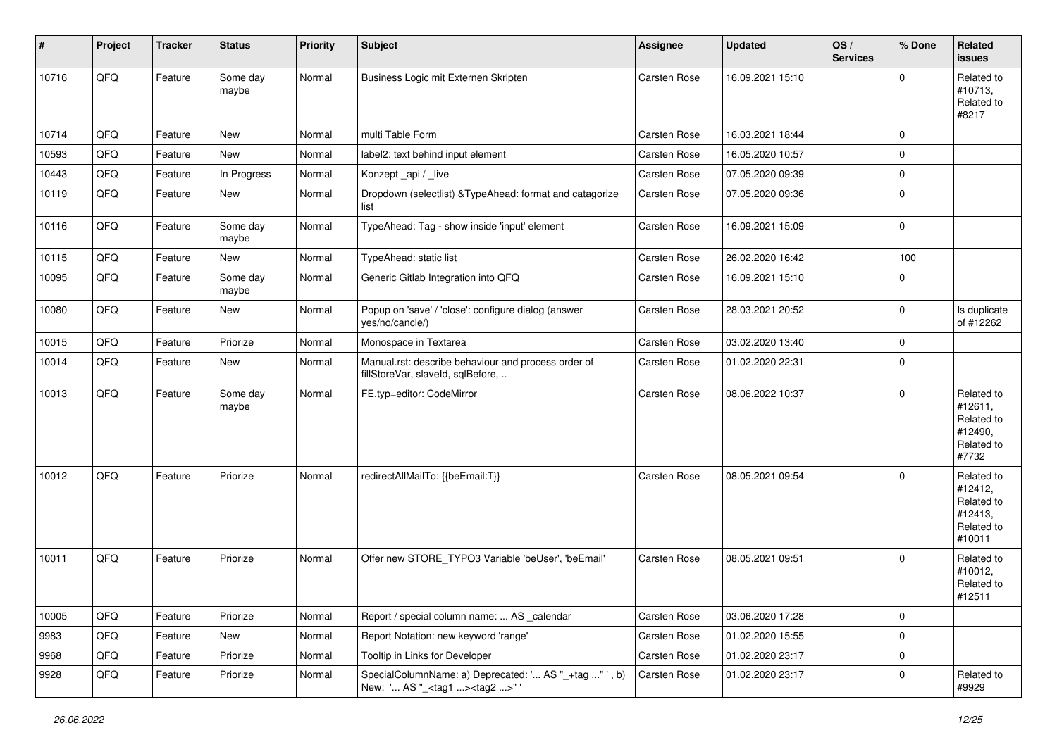| # | Project | Tracker | Status | Priority | Subject | Assignee | Updated | OS / Services | % Done | Related issues |
|---|---|---|---|---|---|---|---|---|---|---|
| 10716 | QFQ | Feature | Some day maybe | Normal | Business Logic mit Externen Skripten | Carsten Rose | 16.09.2021 15:10 | | 0 | Related to #10713, Related to #8217 |
| 10714 | QFQ | Feature | New | Normal | multi Table Form | Carsten Rose | 16.03.2021 18:44 | | 0 | |
| 10593 | QFQ | Feature | New | Normal | label2: text behind input element | Carsten Rose | 16.05.2020 10:57 | | 0 | |
| 10443 | QFQ | Feature | In Progress | Normal | Konzept _api / _live | Carsten Rose | 07.05.2020 09:39 | | 0 | |
| 10119 | QFQ | Feature | New | Normal | Dropdown (selectlist) &TypeAhead: format and catagorize list | Carsten Rose | 07.05.2020 09:36 | | 0 | |
| 10116 | QFQ | Feature | Some day maybe | Normal | TypeAhead: Tag - show inside 'input' element | Carsten Rose | 16.09.2021 15:09 | | 0 | |
| 10115 | QFQ | Feature | New | Normal | TypeAhead: static list | Carsten Rose | 26.02.2020 16:42 | | 100 | |
| 10095 | QFQ | Feature | Some day maybe | Normal | Generic Gitlab Integration into QFQ | Carsten Rose | 16.09.2021 15:10 | | 0 | |
| 10080 | QFQ | Feature | New | Normal | Popup on 'save' / 'close': configure dialog (answer yes/no/cancle/) | Carsten Rose | 28.03.2021 20:52 | | 0 | Is duplicate of #12262 |
| 10015 | QFQ | Feature | Priorize | Normal | Monospace in Textarea | Carsten Rose | 03.02.2020 13:40 | | 0 | |
| 10014 | QFQ | Feature | New | Normal | Manual.rst: describe behaviour and process order of fillStoreVar, slaveId, sqlBefore, .. | Carsten Rose | 01.02.2020 22:31 | | 0 | |
| 10013 | QFQ | Feature | Some day maybe | Normal | FE.typ=editor: CodeMirror | Carsten Rose | 08.06.2022 10:37 | | 0 | Related to #12611, Related to #12490, Related to #7732 |
| 10012 | QFQ | Feature | Priorize | Normal | redirectAllMailTo: {{beEmail:T}} | Carsten Rose | 08.05.2021 09:54 | | 0 | Related to #12412, Related to #12413, Related to #10011 |
| 10011 | QFQ | Feature | Priorize | Normal | Offer new STORE_TYPO3 Variable 'beUser', 'beEmail' | Carsten Rose | 08.05.2021 09:51 | | 0 | Related to #10012, Related to #12511 |
| 10005 | QFQ | Feature | Priorize | Normal | Report / special column name: ... AS _calendar | Carsten Rose | 03.06.2020 17:28 | | 0 | |
| 9983 | QFQ | Feature | New | Normal | Report Notation: new keyword 'range' | Carsten Rose | 01.02.2020 15:55 | | 0 | |
| 9968 | QFQ | Feature | Priorize | Normal | Tooltip in Links for Developer | Carsten Rose | 01.02.2020 23:17 | | 0 | |
| 9928 | QFQ | Feature | Priorize | Normal | SpecialColumnName: a) Deprecated: '... AS "_+tag ..." ', b) New: '... AS "_<tag1 ...><tag2 ...>" ' | Carsten Rose | 01.02.2020 23:17 | | 0 | Related to #9929 |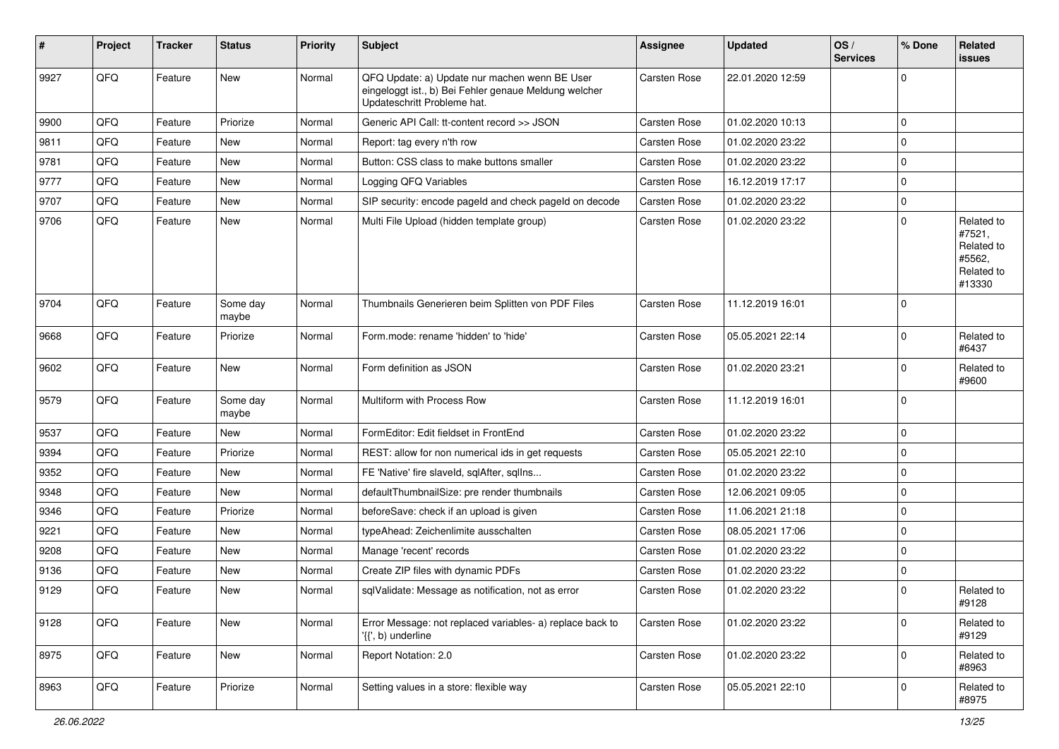| # | Project | Tracker | Status | Priority | Subject | Assignee | Updated | OS / Services | % Done | Related issues |
|---|---|---|---|---|---|---|---|---|---|---|
| 9927 | QFQ | Feature | New | Normal | QFQ Update: a) Update nur machen wenn BE User eingeloggt ist., b) Bei Fehler genaue Meldung welcher Updateschritt Probleme hat. | Carsten Rose | 22.01.2020 12:59 | | 0 | |
| 9900 | QFQ | Feature | Priorize | Normal | Generic API Call: tt-content record >> JSON | Carsten Rose | 01.02.2020 10:13 | | 0 | |
| 9811 | QFQ | Feature | New | Normal | Report: tag every n'th row | Carsten Rose | 01.02.2020 23:22 | | 0 | |
| 9781 | QFQ | Feature | New | Normal | Button: CSS class to make buttons smaller | Carsten Rose | 01.02.2020 23:22 | | 0 | |
| 9777 | QFQ | Feature | New | Normal | Logging QFQ Variables | Carsten Rose | 16.12.2019 17:17 | | 0 | |
| 9707 | QFQ | Feature | New | Normal | SIP security: encode pageId and check pageId on decode | Carsten Rose | 01.02.2020 23:22 | | 0 | |
| 9706 | QFQ | Feature | New | Normal | Multi File Upload (hidden template group) | Carsten Rose | 01.02.2020 23:22 | | 0 | Related to #7521, Related to #5562, Related to #13330 |
| 9704 | QFQ | Feature | Some day maybe | Normal | Thumbnails Generieren beim Splitten von PDF Files | Carsten Rose | 11.12.2019 16:01 | | 0 | |
| 9668 | QFQ | Feature | Priorize | Normal | Form.mode: rename 'hidden' to 'hide' | Carsten Rose | 05.05.2021 22:14 | | 0 | Related to #6437 |
| 9602 | QFQ | Feature | New | Normal | Form definition as JSON | Carsten Rose | 01.02.2020 23:21 | | 0 | Related to #9600 |
| 9579 | QFQ | Feature | Some day maybe | Normal | Multiform with Process Row | Carsten Rose | 11.12.2019 16:01 | | 0 | |
| 9537 | QFQ | Feature | New | Normal | FormEditor: Edit fieldset in FrontEnd | Carsten Rose | 01.02.2020 23:22 | | 0 | |
| 9394 | QFQ | Feature | Priorize | Normal | REST: allow for non numerical ids in get requests | Carsten Rose | 05.05.2021 22:10 | | 0 | |
| 9352 | QFQ | Feature | New | Normal | FE 'Native' fire slaveId, sqlAfter, sqlIns... | Carsten Rose | 01.02.2020 23:22 | | 0 | |
| 9348 | QFQ | Feature | New | Normal | defaultThumbnailSize: pre render thumbnails | Carsten Rose | 12.06.2021 09:05 | | 0 | |
| 9346 | QFQ | Feature | Priorize | Normal | beforeSave: check if an upload is given | Carsten Rose | 11.06.2021 21:18 | | 0 | |
| 9221 | QFQ | Feature | New | Normal | typeAhead: Zeichenlimite ausschalten | Carsten Rose | 08.05.2021 17:06 | | 0 | |
| 9208 | QFQ | Feature | New | Normal | Manage 'recent' records | Carsten Rose | 01.02.2020 23:22 | | 0 | |
| 9136 | QFQ | Feature | New | Normal | Create ZIP files with dynamic PDFs | Carsten Rose | 01.02.2020 23:22 | | 0 | |
| 9129 | QFQ | Feature | New | Normal | sqlValidate: Message as notification, not as error | Carsten Rose | 01.02.2020 23:22 | | 0 | Related to #9128 |
| 9128 | QFQ | Feature | New | Normal | Error Message: not replaced variables- a) replace back to '{{', b) underline | Carsten Rose | 01.02.2020 23:22 | | 0 | Related to #9129 |
| 8975 | QFQ | Feature | New | Normal | Report Notation: 2.0 | Carsten Rose | 01.02.2020 23:22 | | 0 | Related to #8963 |
| 8963 | QFQ | Feature | Priorize | Normal | Setting values in a store: flexible way | Carsten Rose | 05.05.2021 22:10 | | 0 | Related to #8975 |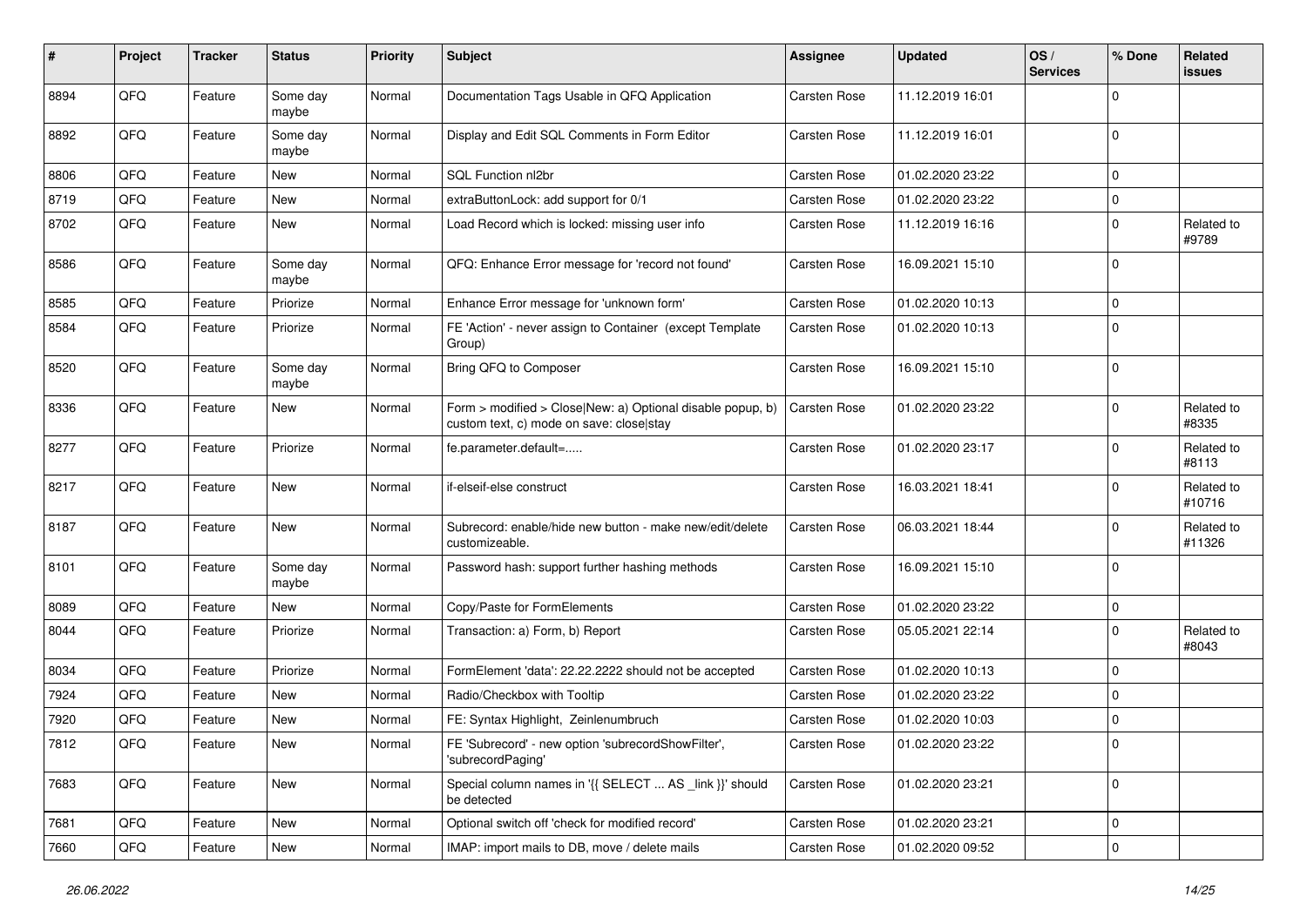| # | Project | Tracker | Status | Priority | Subject | Assignee | Updated | OS / Services | % Done | Related issues |
|---|---|---|---|---|---|---|---|---|---|---|
| 8894 | QFQ | Feature | Some day maybe | Normal | Documentation Tags Usable in QFQ Application | Carsten Rose | 11.12.2019 16:01 | | 0 | |
| 8892 | QFQ | Feature | Some day maybe | Normal | Display and Edit SQL Comments in Form Editor | Carsten Rose | 11.12.2019 16:01 | | 0 | |
| 8806 | QFQ | Feature | New | Normal | SQL Function nl2br | Carsten Rose | 01.02.2020 23:22 | | 0 | |
| 8719 | QFQ | Feature | New | Normal | extraButtonLock: add support for 0/1 | Carsten Rose | 01.02.2020 23:22 | | 0 | |
| 8702 | QFQ | Feature | New | Normal | Load Record which is locked: missing user info | Carsten Rose | 11.12.2019 16:16 | | 0 | Related to #9789 |
| 8586 | QFQ | Feature | Some day maybe | Normal | QFQ: Enhance Error message for 'record not found' | Carsten Rose | 16.09.2021 15:10 | | 0 | |
| 8585 | QFQ | Feature | Priorize | Normal | Enhance Error message for 'unknown form' | Carsten Rose | 01.02.2020 10:13 | | 0 | |
| 8584 | QFQ | Feature | Priorize | Normal | FE 'Action' - never assign to Container (except Template Group) | Carsten Rose | 01.02.2020 10:13 | | 0 | |
| 8520 | QFQ | Feature | Some day maybe | Normal | Bring QFQ to Composer | Carsten Rose | 16.09.2021 15:10 | | 0 | |
| 8336 | QFQ | Feature | New | Normal | Form > modified > Close\|New: a) Optional disable popup, b) custom text, c) mode on save: close\|stay | Carsten Rose | 01.02.2020 23:22 | | 0 | Related to #8335 |
| 8277 | QFQ | Feature | Priorize | Normal | fe.parameter.default=..... | Carsten Rose | 01.02.2020 23:17 | | 0 | Related to #8113 |
| 8217 | QFQ | Feature | New | Normal | if-elseif-else construct | Carsten Rose | 16.03.2021 18:41 | | 0 | Related to #10716 |
| 8187 | QFQ | Feature | New | Normal | Subrecord: enable/hide new button - make new/edit/delete customizeable. | Carsten Rose | 06.03.2021 18:44 | | 0 | Related to #11326 |
| 8101 | QFQ | Feature | Some day maybe | Normal | Password hash: support further hashing methods | Carsten Rose | 16.09.2021 15:10 | | 0 | |
| 8089 | QFQ | Feature | New | Normal | Copy/Paste for FormElements | Carsten Rose | 01.02.2020 23:22 | | 0 | |
| 8044 | QFQ | Feature | Priorize | Normal | Transaction: a) Form, b) Report | Carsten Rose | 05.05.2021 22:14 | | 0 | Related to #8043 |
| 8034 | QFQ | Feature | Priorize | Normal | FormElement 'data': 22.22.2222 should not be accepted | Carsten Rose | 01.02.2020 10:13 | | 0 | |
| 7924 | QFQ | Feature | New | Normal | Radio/Checkbox with Tooltip | Carsten Rose | 01.02.2020 23:22 | | 0 | |
| 7920 | QFQ | Feature | New | Normal | FE: Syntax Highlight, Zeinlenumbruch | Carsten Rose | 01.02.2020 10:03 | | 0 | |
| 7812 | QFQ | Feature | New | Normal | FE 'Subrecord' - new option 'subrecordShowFilter', 'subrecordPaging' | Carsten Rose | 01.02.2020 23:22 | | 0 | |
| 7683 | QFQ | Feature | New | Normal | Special column names in '{{ SELECT ... AS _link }}' should be detected | Carsten Rose | 01.02.2020 23:21 | | 0 | |
| 7681 | QFQ | Feature | New | Normal | Optional switch off 'check for modified record' | Carsten Rose | 01.02.2020 23:21 | | 0 | |
| 7660 | QFQ | Feature | New | Normal | IMAP: import mails to DB, move / delete mails | Carsten Rose | 01.02.2020 09:52 | | 0 | |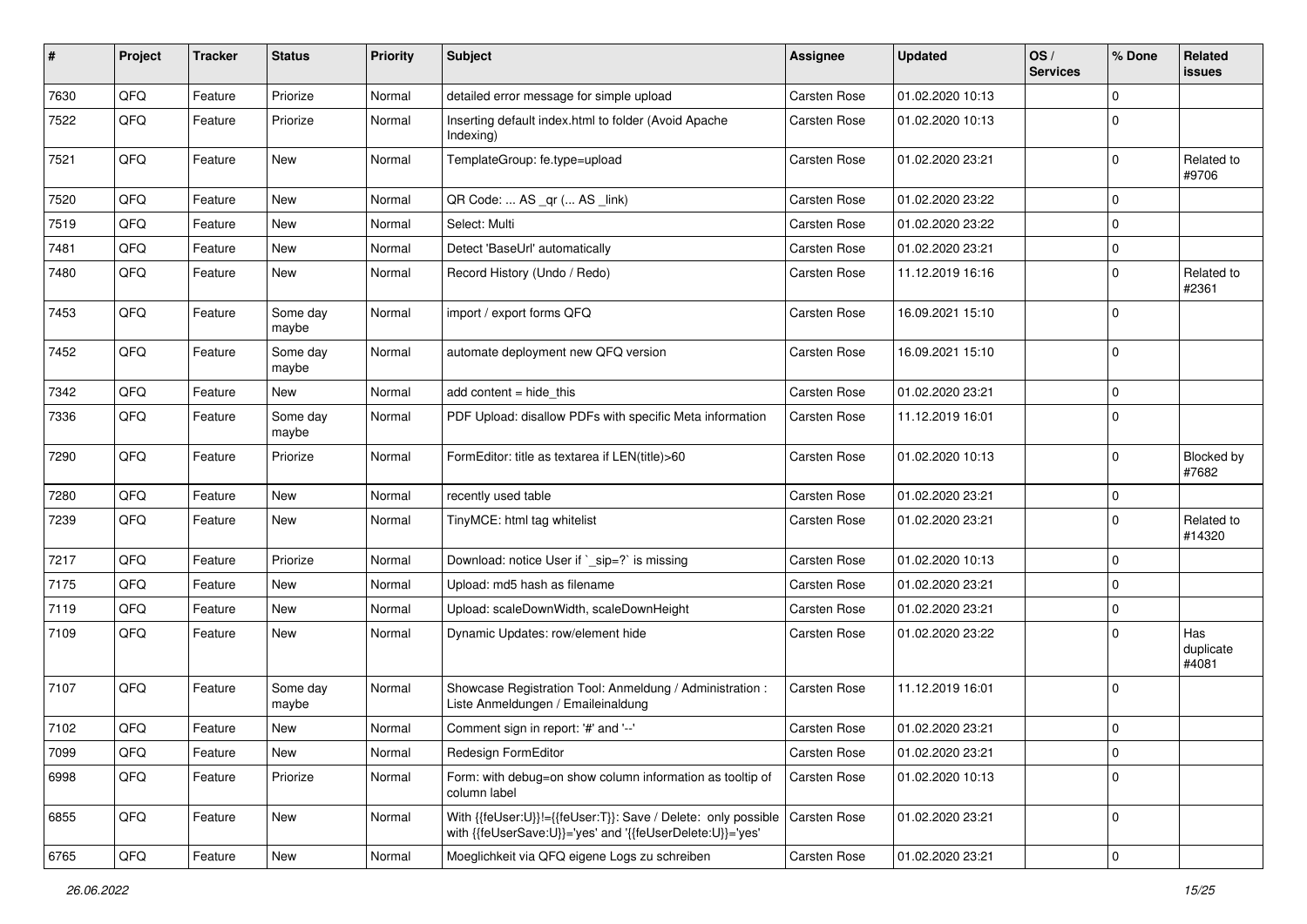| # | Project | Tracker | Status | Priority | Subject | Assignee | Updated | OS / Services | % Done | Related issues |
|---|---|---|---|---|---|---|---|---|---|---|
| 7630 | QFQ | Feature | Priorize | Normal | detailed error message for simple upload | Carsten Rose | 01.02.2020 10:13 | | 0 | |
| 7522 | QFQ | Feature | Priorize | Normal | Inserting default index.html to folder (Avoid Apache Indexing) | Carsten Rose | 01.02.2020 10:13 | | 0 | |
| 7521 | QFQ | Feature | New | Normal | TemplateGroup: fe.type=upload | Carsten Rose | 01.02.2020 23:21 | | 0 | Related to #9706 |
| 7520 | QFQ | Feature | New | Normal | QR Code: ... AS _qr (... AS _link) | Carsten Rose | 01.02.2020 23:22 | | 0 | |
| 7519 | QFQ | Feature | New | Normal | Select: Multi | Carsten Rose | 01.02.2020 23:22 | | 0 | |
| 7481 | QFQ | Feature | New | Normal | Detect 'BaseUrl' automatically | Carsten Rose | 01.02.2020 23:21 | | 0 | |
| 7480 | QFQ | Feature | New | Normal | Record History (Undo / Redo) | Carsten Rose | 11.12.2019 16:16 | | 0 | Related to #2361 |
| 7453 | QFQ | Feature | Some day maybe | Normal | import / export forms QFQ | Carsten Rose | 16.09.2021 15:10 | | 0 | |
| 7452 | QFQ | Feature | Some day maybe | Normal | automate deployment new QFQ version | Carsten Rose | 16.09.2021 15:10 | | 0 | |
| 7342 | QFQ | Feature | New | Normal | add content = hide_this | Carsten Rose | 01.02.2020 23:21 | | 0 | |
| 7336 | QFQ | Feature | Some day maybe | Normal | PDF Upload: disallow PDFs with specific Meta information | Carsten Rose | 11.12.2019 16:01 | | 0 | |
| 7290 | QFQ | Feature | Priorize | Normal | FormEditor: title as textarea if LEN(title)>60 | Carsten Rose | 01.02.2020 10:13 | | 0 | Blocked by #7682 |
| 7280 | QFQ | Feature | New | Normal | recently used table | Carsten Rose | 01.02.2020 23:21 | | 0 | |
| 7239 | QFQ | Feature | New | Normal | TinyMCE: html tag whitelist | Carsten Rose | 01.02.2020 23:21 | | 0 | Related to #14320 |
| 7217 | QFQ | Feature | Priorize | Normal | Download: notice User if `_sip=?` is missing | Carsten Rose | 01.02.2020 10:13 | | 0 | |
| 7175 | QFQ | Feature | New | Normal | Upload: md5 hash as filename | Carsten Rose | 01.02.2020 23:21 | | 0 | |
| 7119 | QFQ | Feature | New | Normal | Upload: scaleDownWidth, scaleDownHeight | Carsten Rose | 01.02.2020 23:21 | | 0 | |
| 7109 | QFQ | Feature | New | Normal | Dynamic Updates: row/element hide | Carsten Rose | 01.02.2020 23:22 | | 0 | Has duplicate #4081 |
| 7107 | QFQ | Feature | Some day maybe | Normal | Showcase Registration Tool: Anmeldung / Administration : Liste Anmeldungen / Emaileinaldung | Carsten Rose | 11.12.2019 16:01 | | 0 | |
| 7102 | QFQ | Feature | New | Normal | Comment sign in report: '#' and '--' | Carsten Rose | 01.02.2020 23:21 | | 0 | |
| 7099 | QFQ | Feature | New | Normal | Redesign FormEditor | Carsten Rose | 01.02.2020 23:21 | | 0 | |
| 6998 | QFQ | Feature | Priorize | Normal | Form: with debug=on show column information as tooltip of column label | Carsten Rose | 01.02.2020 10:13 | | 0 | |
| 6855 | QFQ | Feature | New | Normal | With {{feUser:U}}!={{feUser:T}}: Save / Delete: only possible with {{feUserSave:U}}='yes' and '{{feUserDelete:U}}='yes' | Carsten Rose | 01.02.2020 23:21 | | 0 | |
| 6765 | QFQ | Feature | New | Normal | Moeglichkeit via QFQ eigene Logs zu schreiben | Carsten Rose | 01.02.2020 23:21 | | 0 | |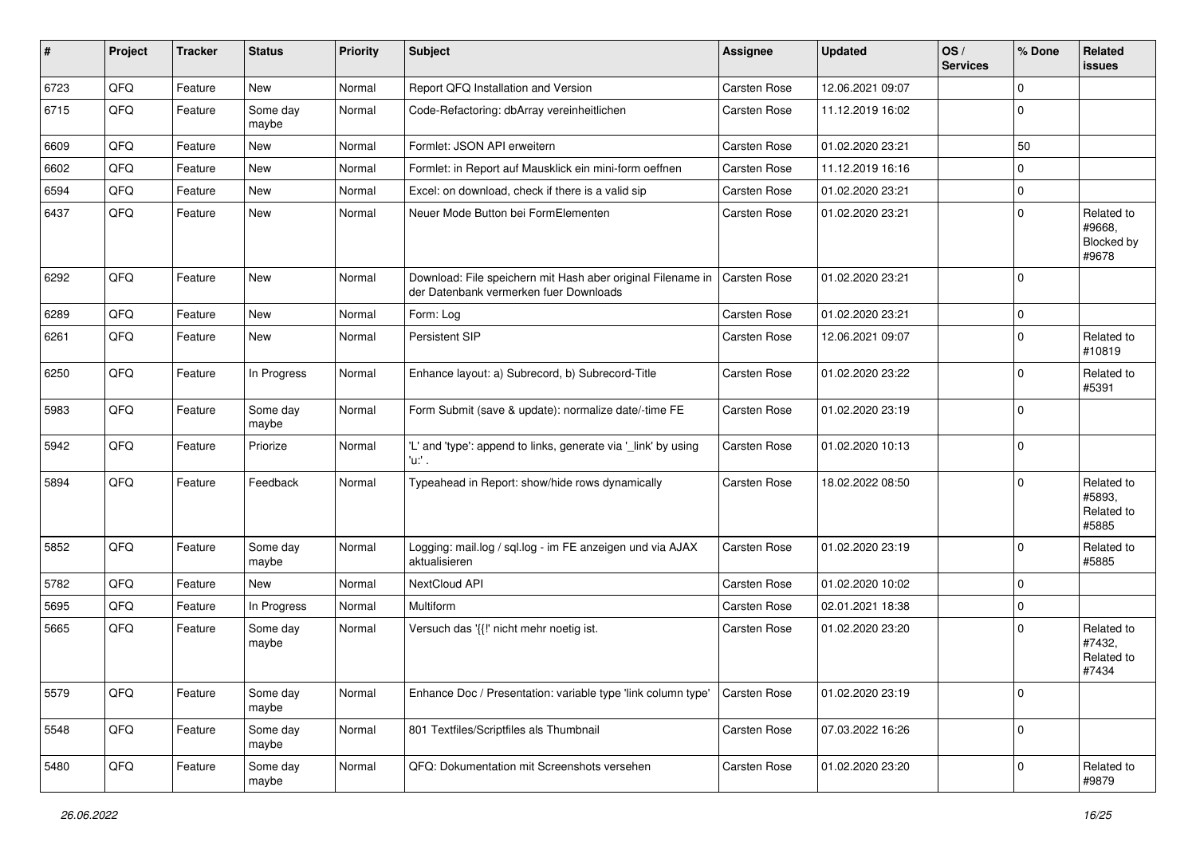| # | Project | Tracker | Status | Priority | Subject | Assignee | Updated | OS / Services | % Done | Related issues |
|---|---|---|---|---|---|---|---|---|---|---|
| 6723 | QFQ | Feature | New | Normal | Report QFQ Installation and Version | Carsten Rose | 12.06.2021 09:07 | | 0 | |
| 6715 | QFQ | Feature | Some day maybe | Normal | Code-Refactoring: dbArray vereinheitlichen | Carsten Rose | 11.12.2019 16:02 | | 0 | |
| 6609 | QFQ | Feature | New | Normal | Formlet: JSON API erweitern | Carsten Rose | 01.02.2020 23:21 | | 50 | |
| 6602 | QFQ | Feature | New | Normal | Formlet: in Report auf Mausklick ein mini-form oeffnen | Carsten Rose | 11.12.2019 16:16 | | 0 | |
| 6594 | QFQ | Feature | New | Normal | Excel: on download, check if there is a valid sip | Carsten Rose | 01.02.2020 23:21 | | 0 | |
| 6437 | QFQ | Feature | New | Normal | Neuer Mode Button bei FormElementen | Carsten Rose | 01.02.2020 23:21 | | 0 | Related to #9668, Blocked by #9678 |
| 6292 | QFQ | Feature | New | Normal | Download: File speichern mit Hash aber original Filename in der Datenbank vermerken fuer Downloads | Carsten Rose | 01.02.2020 23:21 | | 0 | |
| 6289 | QFQ | Feature | New | Normal | Form: Log | Carsten Rose | 01.02.2020 23:21 | | 0 | |
| 6261 | QFQ | Feature | New | Normal | Persistent SIP | Carsten Rose | 12.06.2021 09:07 | | 0 | Related to #10819 |
| 6250 | QFQ | Feature | In Progress | Normal | Enhance layout: a) Subrecord, b) Subrecord-Title | Carsten Rose | 01.02.2020 23:22 | | 0 | Related to #5391 |
| 5983 | QFQ | Feature | Some day maybe | Normal | Form Submit (save & update): normalize date/-time FE | Carsten Rose | 01.02.2020 23:19 | | 0 | |
| 5942 | QFQ | Feature | Priorize | Normal | 'L' and 'type': append to links, generate via '_link' by using 'u:' . | Carsten Rose | 01.02.2020 10:13 | | 0 | |
| 5894 | QFQ | Feature | Feedback | Normal | Typeahead in Report: show/hide rows dynamically | Carsten Rose | 18.02.2022 08:50 | | 0 | Related to #5893, Related to #5885 |
| 5852 | QFQ | Feature | Some day maybe | Normal | Logging: mail.log / sql.log - im FE anzeigen und via AJAX aktualisieren | Carsten Rose | 01.02.2020 23:19 | | 0 | Related to #5885 |
| 5782 | QFQ | Feature | New | Normal | NextCloud API | Carsten Rose | 01.02.2020 10:02 | | 0 | |
| 5695 | QFQ | Feature | In Progress | Normal | Multiform | Carsten Rose | 02.01.2021 18:38 | | 0 | |
| 5665 | QFQ | Feature | Some day maybe | Normal | Versuch das '{{!' nicht mehr noetig ist. | Carsten Rose | 01.02.2020 23:20 | | 0 | Related to #7432, Related to #7434 |
| 5579 | QFQ | Feature | Some day maybe | Normal | Enhance Doc / Presentation: variable type 'link column type' | Carsten Rose | 01.02.2020 23:19 | | 0 | |
| 5548 | QFQ | Feature | Some day maybe | Normal | 801 Textfiles/Scriptfiles als Thumbnail | Carsten Rose | 07.03.2022 16:26 | | 0 | |
| 5480 | QFQ | Feature | Some day maybe | Normal | QFQ: Dokumentation mit Screenshots versehen | Carsten Rose | 01.02.2020 23:20 | | 0 | Related to #9879 |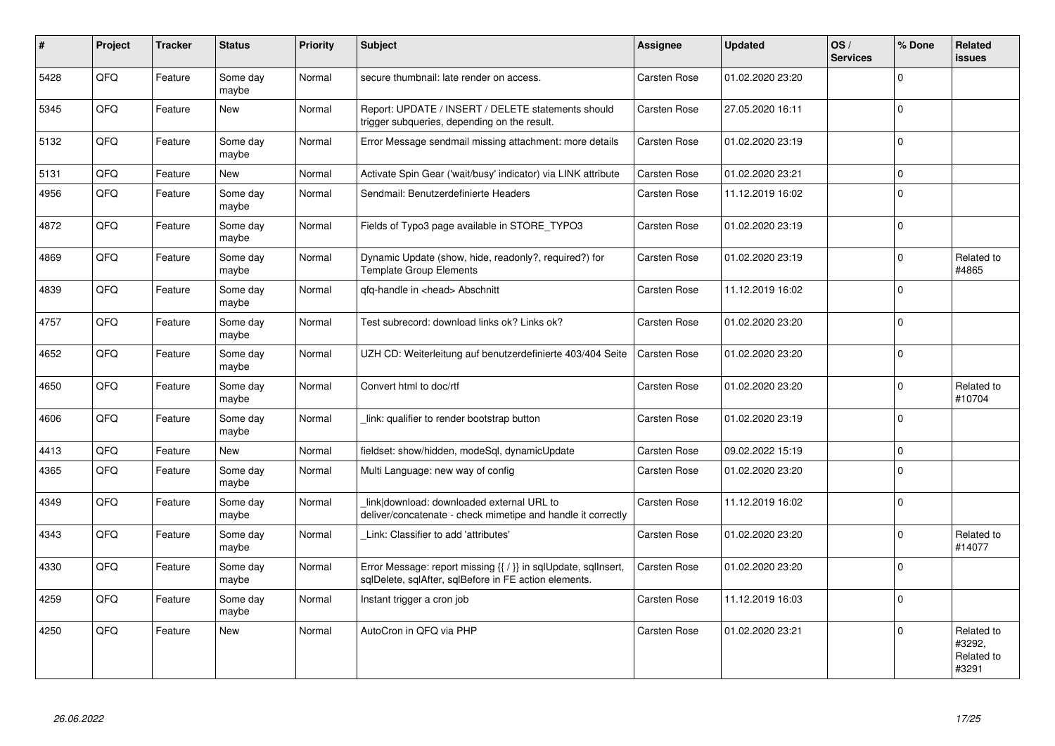| # | Project | Tracker | Status | Priority | Subject | Assignee | Updated | OS / Services | % Done | Related issues |
|---|---|---|---|---|---|---|---|---|---|---|
| 5428 | QFQ | Feature | Some day maybe | Normal | secure thumbnail: late render on access. | Carsten Rose | 01.02.2020 23:20 | | 0 | |
| 5345 | QFQ | Feature | New | Normal | Report: UPDATE / INSERT / DELETE statements should trigger subqueries, depending on the result. | Carsten Rose | 27.05.2020 16:11 | | 0 | |
| 5132 | QFQ | Feature | Some day maybe | Normal | Error Message sendmail missing attachment: more details | Carsten Rose | 01.02.2020 23:19 | | 0 | |
| 5131 | QFQ | Feature | New | Normal | Activate Spin Gear ('wait/busy' indicator) via LINK attribute | Carsten Rose | 01.02.2020 23:21 | | 0 | |
| 4956 | QFQ | Feature | Some day maybe | Normal | Sendmail: Benutzerdefinierte Headers | Carsten Rose | 11.12.2019 16:02 | | 0 | |
| 4872 | QFQ | Feature | Some day maybe | Normal | Fields of Typo3 page available in STORE_TYPO3 | Carsten Rose | 01.02.2020 23:19 | | 0 | |
| 4869 | QFQ | Feature | Some day maybe | Normal | Dynamic Update (show, hide, readonly?, required?) for Template Group Elements | Carsten Rose | 01.02.2020 23:19 | | 0 | Related to #4865 |
| 4839 | QFQ | Feature | Some day maybe | Normal | qfq-handle in <head> Abschnitt | Carsten Rose | 11.12.2019 16:02 | | 0 | |
| 4757 | QFQ | Feature | Some day maybe | Normal | Test subrecord: download links ok? Links ok? | Carsten Rose | 01.02.2020 23:20 | | 0 | |
| 4652 | QFQ | Feature | Some day maybe | Normal | UZH CD: Weiterleitung auf benutzerdefinierte 403/404 Seite | Carsten Rose | 01.02.2020 23:20 | | 0 | |
| 4650 | QFQ | Feature | Some day maybe | Normal | Convert html to doc/rtf | Carsten Rose | 01.02.2020 23:20 | | 0 | Related to #10704 |
| 4606 | QFQ | Feature | Some day maybe | Normal | _link: qualifier to render bootstrap button | Carsten Rose | 01.02.2020 23:19 | | 0 | |
| 4413 | QFQ | Feature | New | Normal | fieldset: show/hidden, modeSql, dynamicUpdate | Carsten Rose | 09.02.2022 15:19 | | 0 | |
| 4365 | QFQ | Feature | Some day maybe | Normal | Multi Language: new way of config | Carsten Rose | 01.02.2020 23:20 | | 0 | |
| 4349 | QFQ | Feature | Some day maybe | Normal | _link\|download: downloaded external URL to deliver/concatenate - check mimetipe and handle it correctly | Carsten Rose | 11.12.2019 16:02 | | 0 | |
| 4343 | QFQ | Feature | Some day maybe | Normal | _Link: Classifier to add 'attributes' | Carsten Rose | 01.02.2020 23:20 | | 0 | Related to #14077 |
| 4330 | QFQ | Feature | Some day maybe | Normal | Error Message: report missing {{ / }} in sqlUpdate, sqlInsert, sqlDelete, sqlAfter, sqlBefore in FE action elements. | Carsten Rose | 01.02.2020 23:20 | | 0 | |
| 4259 | QFQ | Feature | Some day maybe | Normal | Instant trigger a cron job | Carsten Rose | 11.12.2019 16:03 | | 0 | |
| 4250 | QFQ | Feature | New | Normal | AutoCron in QFQ via PHP | Carsten Rose | 01.02.2020 23:21 | | 0 | Related to #3292, Related to #3291 |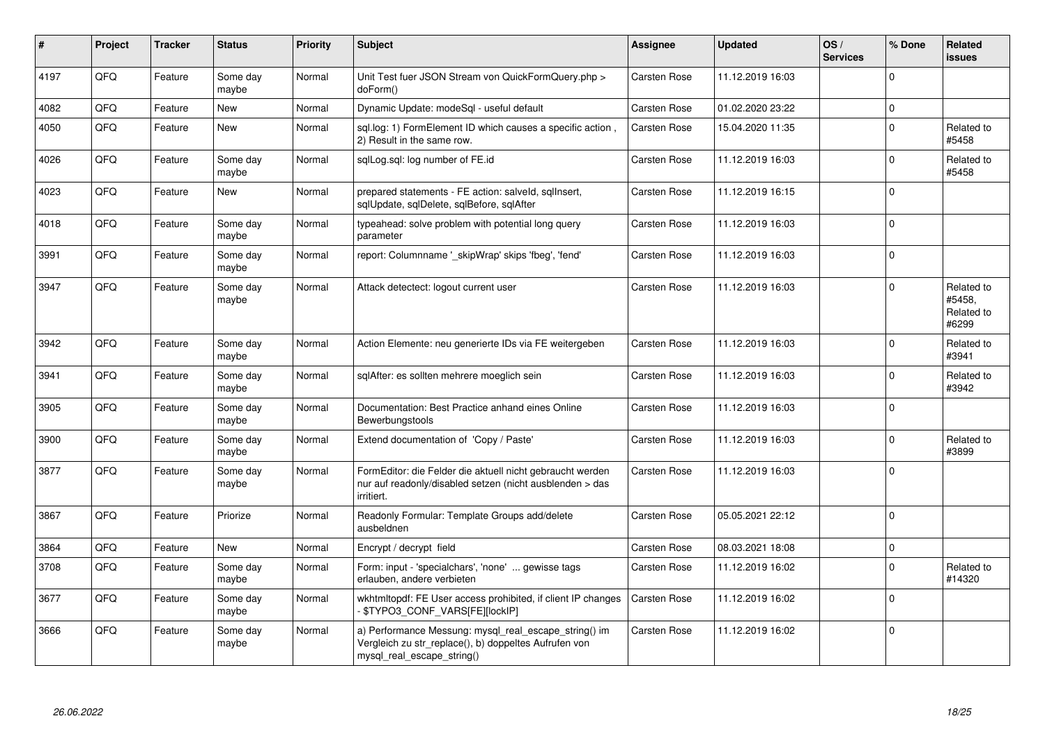| # | Project | Tracker | Status | Priority | Subject | Assignee | Updated | OS / Services | % Done | Related issues |
|---|---|---|---|---|---|---|---|---|---|---|
| 4197 | QFQ | Feature | Some day maybe | Normal | Unit Test fuer JSON Stream von QuickFormQuery.php > doForm() | Carsten Rose | 11.12.2019 16:03 | | 0 | |
| 4082 | QFQ | Feature | New | Normal | Dynamic Update: modeSql - useful default | Carsten Rose | 01.02.2020 23:22 | | 0 | |
| 4050 | QFQ | Feature | New | Normal | sql.log: 1) FormElement ID which causes a specific action , 2) Result in the same row. | Carsten Rose | 15.04.2020 11:35 | | 0 | Related to #5458 |
| 4026 | QFQ | Feature | Some day maybe | Normal | sqlLog.sql: log number of FE.id | Carsten Rose | 11.12.2019 16:03 | | 0 | Related to #5458 |
| 4023 | QFQ | Feature | New | Normal | prepared statements - FE action: salveld, sqlInsert, sqlUpdate, sqlDelete, sqlBefore, sqlAfter | Carsten Rose | 11.12.2019 16:15 | | 0 | |
| 4018 | QFQ | Feature | Some day maybe | Normal | typeahead: solve problem with potential long query parameter | Carsten Rose | 11.12.2019 16:03 | | 0 | |
| 3991 | QFQ | Feature | Some day maybe | Normal | report: Columnname '_skipWrap' skips 'fbeg', 'fend' | Carsten Rose | 11.12.2019 16:03 | | 0 | |
| 3947 | QFQ | Feature | Some day maybe | Normal | Attack detectect: logout current user | Carsten Rose | 11.12.2019 16:03 | | 0 | Related to #5458, Related to #6299 |
| 3942 | QFQ | Feature | Some day maybe | Normal | Action Elemente: neu generierte IDs via FE weitergeben | Carsten Rose | 11.12.2019 16:03 | | 0 | Related to #3941 |
| 3941 | QFQ | Feature | Some day maybe | Normal | sqlAfter: es sollten mehrere moeglich sein | Carsten Rose | 11.12.2019 16:03 | | 0 | Related to #3942 |
| 3905 | QFQ | Feature | Some day maybe | Normal | Documentation: Best Practice anhand eines Online Bewerbungstools | Carsten Rose | 11.12.2019 16:03 | | 0 | |
| 3900 | QFQ | Feature | Some day maybe | Normal | Extend documentation of 'Copy / Paste' | Carsten Rose | 11.12.2019 16:03 | | 0 | Related to #3899 |
| 3877 | QFQ | Feature | Some day maybe | Normal | FormEditor: die Felder die aktuell nicht gebraucht werden nur auf readonly/disabled setzen (nicht ausblenden > das irritiert. | Carsten Rose | 11.12.2019 16:03 | | 0 | |
| 3867 | QFQ | Feature | Priorize | Normal | Readonly Formular: Template Groups add/delete ausbeldnen | Carsten Rose | 05.05.2021 22:12 | | 0 | |
| 3864 | QFQ | Feature | New | Normal | Encrypt / decrypt field | Carsten Rose | 08.03.2021 18:08 | | 0 | |
| 3708 | QFQ | Feature | Some day maybe | Normal | Form: input - 'specialchars', 'none' ... gewisse tags erlauben, andere verbieten | Carsten Rose | 11.12.2019 16:02 | | 0 | Related to #14320 |
| 3677 | QFQ | Feature | Some day maybe | Normal | wkhtmltopdf: FE User access prohibited, if client IP changes - $TYPO3_CONF_VARS[FE][lockIP] | Carsten Rose | 11.12.2019 16:02 | | 0 | |
| 3666 | QFQ | Feature | Some day maybe | Normal | a) Performance Messung: mysql_real_escape_string() im Vergleich zu str_replace(), b) doppeltes Aufrufen von mysql_real_escape_string() | Carsten Rose | 11.12.2019 16:02 | | 0 | |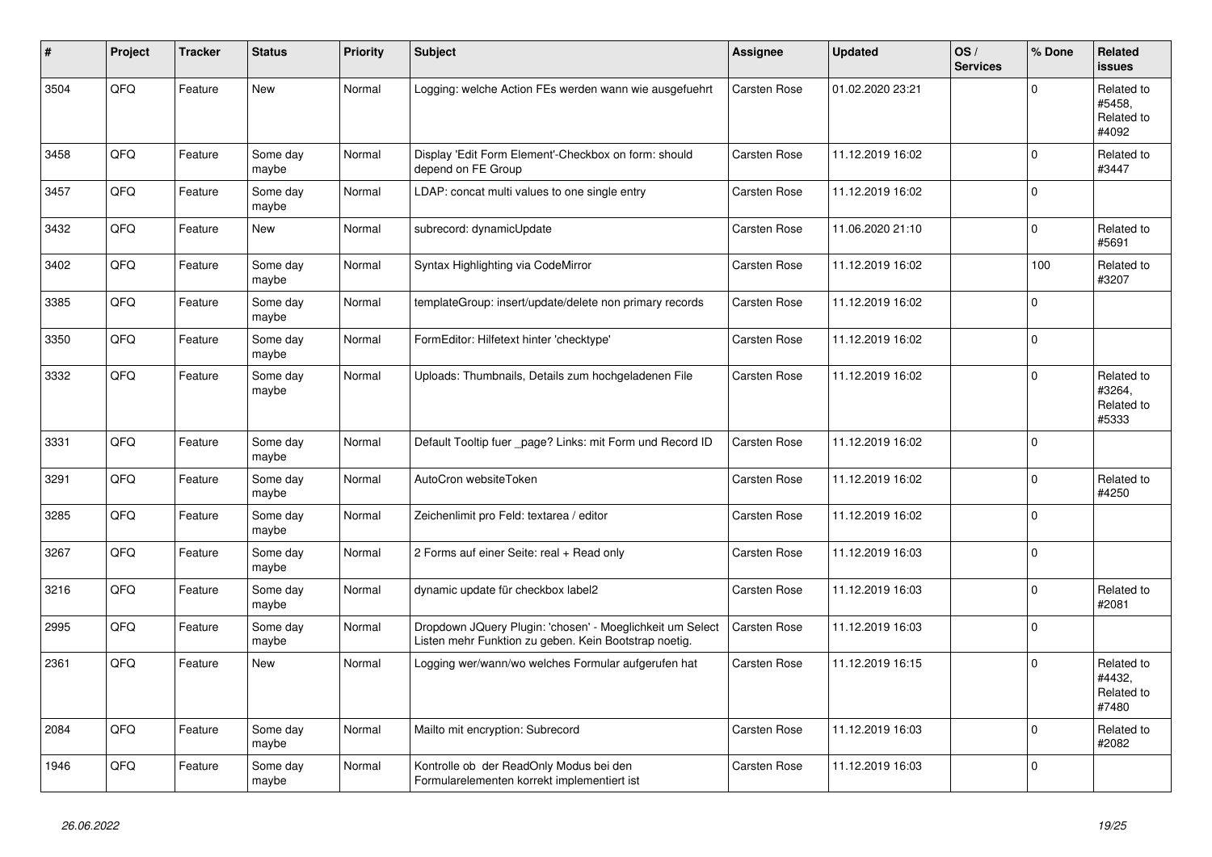| # | Project | Tracker | Status | Priority | Subject | Assignee | Updated | OS / Services | % Done | Related issues |
|---|---|---|---|---|---|---|---|---|---|---|
| 3504 | QFQ | Feature | New | Normal | Logging: welche Action FEs werden wann wie ausgefuehrt | Carsten Rose | 01.02.2020 23:21 | | 0 | Related to #5458, Related to #4092 |
| 3458 | QFQ | Feature | Some day maybe | Normal | Display 'Edit Form Element'-Checkbox on form: should depend on FE Group | Carsten Rose | 11.12.2019 16:02 | | 0 | Related to #3447 |
| 3457 | QFQ | Feature | Some day maybe | Normal | LDAP: concat multi values to one single entry | Carsten Rose | 11.12.2019 16:02 | | 0 | |
| 3432 | QFQ | Feature | New | Normal | subrecord: dynamicUpdate | Carsten Rose | 11.06.2020 21:10 | | 0 | Related to #5691 |
| 3402 | QFQ | Feature | Some day maybe | Normal | Syntax Highlighting via CodeMirror | Carsten Rose | 11.12.2019 16:02 | | 100 | Related to #3207 |
| 3385 | QFQ | Feature | Some day maybe | Normal | templateGroup: insert/update/delete non primary records | Carsten Rose | 11.12.2019 16:02 | | 0 | |
| 3350 | QFQ | Feature | Some day maybe | Normal | FormEditor: Hilfetext hinter 'checktype' | Carsten Rose | 11.12.2019 16:02 | | 0 | |
| 3332 | QFQ | Feature | Some day maybe | Normal | Uploads: Thumbnails, Details zum hochgeladenen File | Carsten Rose | 11.12.2019 16:02 | | 0 | Related to #3264, Related to #5333 |
| 3331 | QFQ | Feature | Some day maybe | Normal | Default Tooltip fuer _page? Links: mit Form und Record ID | Carsten Rose | 11.12.2019 16:02 | | 0 | |
| 3291 | QFQ | Feature | Some day maybe | Normal | AutoCron websiteToken | Carsten Rose | 11.12.2019 16:02 | | 0 | Related to #4250 |
| 3285 | QFQ | Feature | Some day maybe | Normal | Zeichenlimit pro Feld: textarea / editor | Carsten Rose | 11.12.2019 16:02 | | 0 | |
| 3267 | QFQ | Feature | Some day maybe | Normal | 2 Forms auf einer Seite: real + Read only | Carsten Rose | 11.12.2019 16:03 | | 0 | |
| 3216 | QFQ | Feature | Some day maybe | Normal | dynamic update für checkbox label2 | Carsten Rose | 11.12.2019 16:03 | | 0 | Related to #2081 |
| 2995 | QFQ | Feature | Some day maybe | Normal | Dropdown JQuery Plugin: 'chosen' - Moeglichkeit um Select Listen mehr Funktion zu geben. Kein Bootstrap noetig. | Carsten Rose | 11.12.2019 16:03 | | 0 | |
| 2361 | QFQ | Feature | New | Normal | Logging wer/wann/wo welches Formular aufgerufen hat | Carsten Rose | 11.12.2019 16:15 | | 0 | Related to #4432, Related to #7480 |
| 2084 | QFQ | Feature | Some day maybe | Normal | Mailto mit encryption: Subrecord | Carsten Rose | 11.12.2019 16:03 | | 0 | Related to #2082 |
| 1946 | QFQ | Feature | Some day maybe | Normal | Kontrolle ob der ReadOnly Modus bei den Formularelementen korrekt implementiert ist | Carsten Rose | 11.12.2019 16:03 | | 0 | |

*26.06.2022*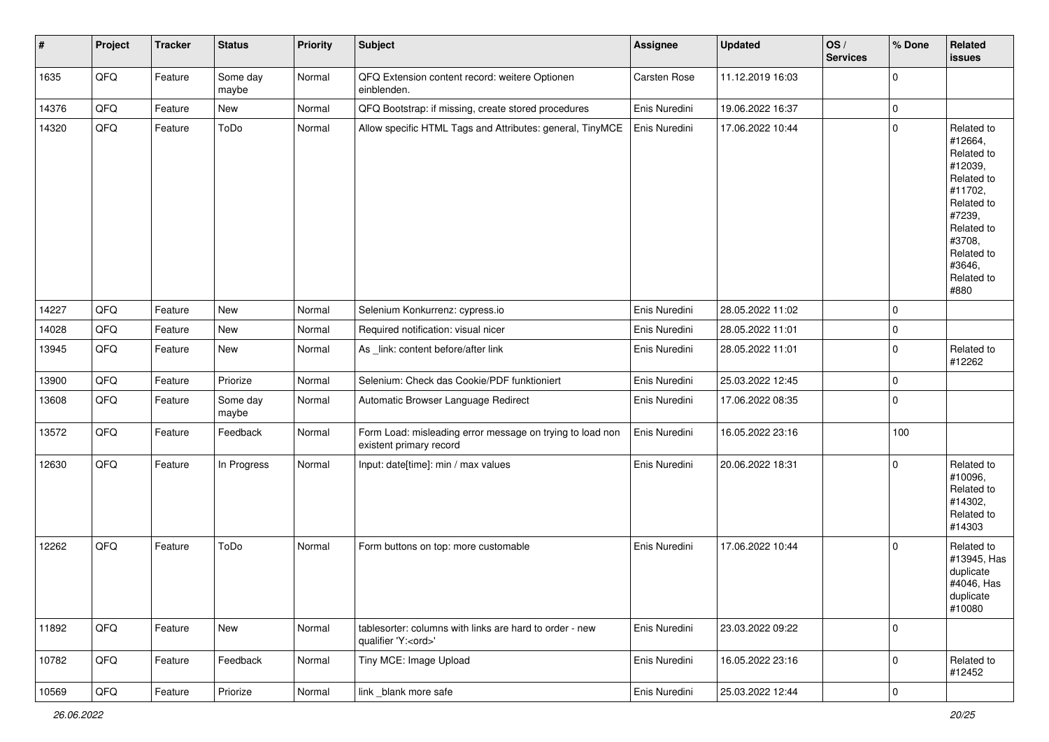| # | Project | Tracker | Status | Priority | Subject | Assignee | Updated | OS / Services | % Done | Related issues |
|---|---|---|---|---|---|---|---|---|---|---|
| 1635 | QFQ | Feature | Some day maybe | Normal | QFQ Extension content record: weitere Optionen einblenden. | Carsten Rose | 11.12.2019 16:03 | | 0 | |
| 14376 | QFQ | Feature | New | Normal | QFQ Bootstrap: if missing, create stored procedures | Enis Nuredini | 19.06.2022 16:37 | | 0 | |
| 14320 | QFQ | Feature | ToDo | Normal | Allow specific HTML Tags and Attributes: general, TinyMCE | Enis Nuredini | 17.06.2022 10:44 | | 0 | Related to #12664, Related to #12039, Related to #11702, Related to #7239, Related to #3708, Related to #3646, Related to #880 |
| 14227 | QFQ | Feature | New | Normal | Selenium Konkurrenz: cypress.io | Enis Nuredini | 28.05.2022 11:02 | | 0 | |
| 14028 | QFQ | Feature | New | Normal | Required notification: visual nicer | Enis Nuredini | 28.05.2022 11:01 | | 0 | |
| 13945 | QFQ | Feature | New | Normal | As _link: content before/after link | Enis Nuredini | 28.05.2022 11:01 | | 0 | Related to #12262 |
| 13900 | QFQ | Feature | Priorize | Normal | Selenium: Check das Cookie/PDF funktioniert | Enis Nuredini | 25.03.2022 12:45 | | 0 | |
| 13608 | QFQ | Feature | Some day maybe | Normal | Automatic Browser Language Redirect | Enis Nuredini | 17.06.2022 08:35 | | 0 | |
| 13572 | QFQ | Feature | Feedback | Normal | Form Load: misleading error message on trying to load non existent primary record | Enis Nuredini | 16.05.2022 23:16 | | 100 | |
| 12630 | QFQ | Feature | In Progress | Normal | Input: date[time]: min / max values | Enis Nuredini | 20.06.2022 18:31 | | 0 | Related to #10096, Related to #14302, Related to #14303 |
| 12262 | QFQ | Feature | ToDo | Normal | Form buttons on top: more customable | Enis Nuredini | 17.06.2022 10:44 | | 0 | Related to #13945, Has duplicate #4046, Has duplicate #10080 |
| 11892 | QFQ | Feature | New | Normal | tablesorter: columns with links are hard to order - new qualifier 'Y:<ord>' | Enis Nuredini | 23.03.2022 09:22 | | 0 | |
| 10782 | QFQ | Feature | Feedback | Normal | Tiny MCE: Image Upload | Enis Nuredini | 16.05.2022 23:16 | | 0 | Related to #12452 |
| 10569 | QFQ | Feature | Priorize | Normal | link _blank more safe | Enis Nuredini | 25.03.2022 12:44 | | 0 | |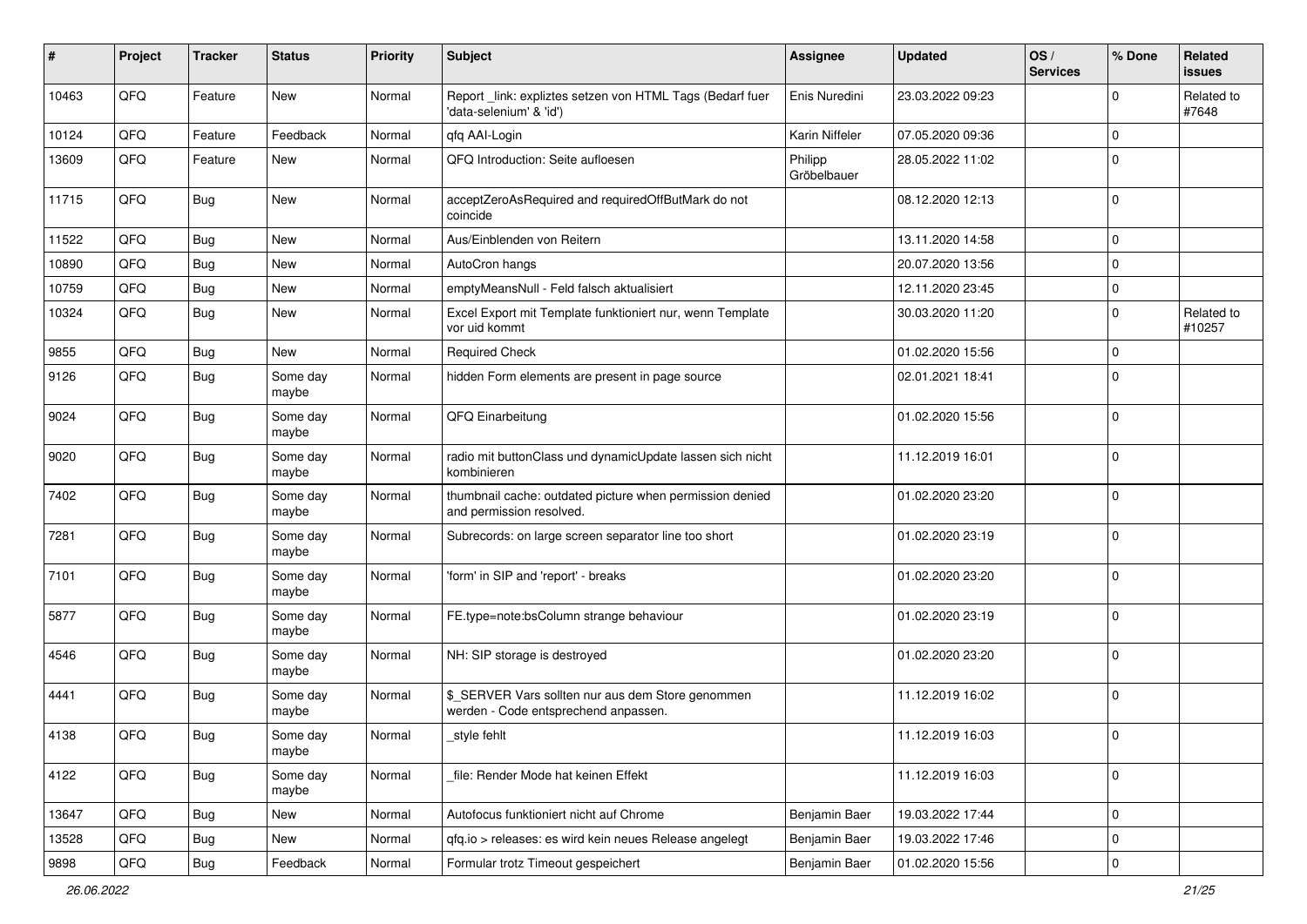| # | Project | Tracker | Status | Priority | Subject | Assignee | Updated | OS / Services | % Done | Related issues |
|---|---|---|---|---|---|---|---|---|---|---|
| 10463 | QFQ | Feature | New | Normal | Report _link: expliztes setzen von HTML Tags (Bedarf fuer 'data-selenium' & 'id') | Enis Nuredini | 23.03.2022 09:23 | | 0 | Related to #7648 |
| 10124 | QFQ | Feature | Feedback | Normal | qfq AAI-Login | Karin Niffeler | 07.05.2020 09:36 | | 0 | |
| 13609 | QFQ | Feature | New | Normal | QFQ Introduction: Seite aufloesen | Philipp Gröbelbauer | 28.05.2022 11:02 | | 0 | |
| 11715 | QFQ | Bug | New | Normal | acceptZeroAsRequired and requiredOffButMark do not coincide | | 08.12.2020 12:13 | | 0 | |
| 11522 | QFQ | Bug | New | Normal | Aus/Einblenden von Reitern | | 13.11.2020 14:58 | | 0 | |
| 10890 | QFQ | Bug | New | Normal | AutoCron hangs | | 20.07.2020 13:56 | | 0 | |
| 10759 | QFQ | Bug | New | Normal | emptyMeansNull - Feld falsch aktualisiert | | 12.11.2020 23:45 | | 0 | |
| 10324 | QFQ | Bug | New | Normal | Excel Export mit Template funktioniert nur, wenn Template vor uid kommt | | 30.03.2020 11:20 | | 0 | Related to #10257 |
| 9855 | QFQ | Bug | New | Normal | Required Check | | 01.02.2020 15:56 | | 0 | |
| 9126 | QFQ | Bug | Some day maybe | Normal | hidden Form elements are present in page source | | 02.01.2021 18:41 | | 0 | |
| 9024 | QFQ | Bug | Some day maybe | Normal | QFQ Einarbeitung | | 01.02.2020 15:56 | | 0 | |
| 9020 | QFQ | Bug | Some day maybe | Normal | radio mit buttonClass und dynamicUpdate lassen sich nicht kombinieren | | 11.12.2019 16:01 | | 0 | |
| 7402 | QFQ | Bug | Some day maybe | Normal | thumbnail cache: outdated picture when permission denied and permission resolved. | | 01.02.2020 23:20 | | 0 | |
| 7281 | QFQ | Bug | Some day maybe | Normal | Subrecords: on large screen separator line too short | | 01.02.2020 23:19 | | 0 | |
| 7101 | QFQ | Bug | Some day maybe | Normal | 'form' in SIP and 'report' - breaks | | 01.02.2020 23:20 | | 0 | |
| 5877 | QFQ | Bug | Some day maybe | Normal | FE.type=note:bsColumn strange behaviour | | 01.02.2020 23:19 | | 0 | |
| 4546 | QFQ | Bug | Some day maybe | Normal | NH: SIP storage is destroyed | | 01.02.2020 23:20 | | 0 | |
| 4441 | QFQ | Bug | Some day maybe | Normal | $_SERVER Vars sollten nur aus dem Store genommen werden - Code entsprechend anpassen. | | 11.12.2019 16:02 | | 0 | |
| 4138 | QFQ | Bug | Some day maybe | Normal | _style fehlt | | 11.12.2019 16:03 | | 0 | |
| 4122 | QFQ | Bug | Some day maybe | Normal | _file: Render Mode hat keinen Effekt | | 11.12.2019 16:03 | | 0 | |
| 13647 | QFQ | Bug | New | Normal | Autofocus funktioniert nicht auf Chrome | Benjamin Baer | 19.03.2022 17:44 | | 0 | |
| 13528 | QFQ | Bug | New | Normal | qfq.io > releases: es wird kein neues Release angelegt | Benjamin Baer | 19.03.2022 17:46 | | 0 | |
| 9898 | QFQ | Bug | Feedback | Normal | Formular trotz Timeout gespeichert | Benjamin Baer | 01.02.2020 15:56 | | 0 | |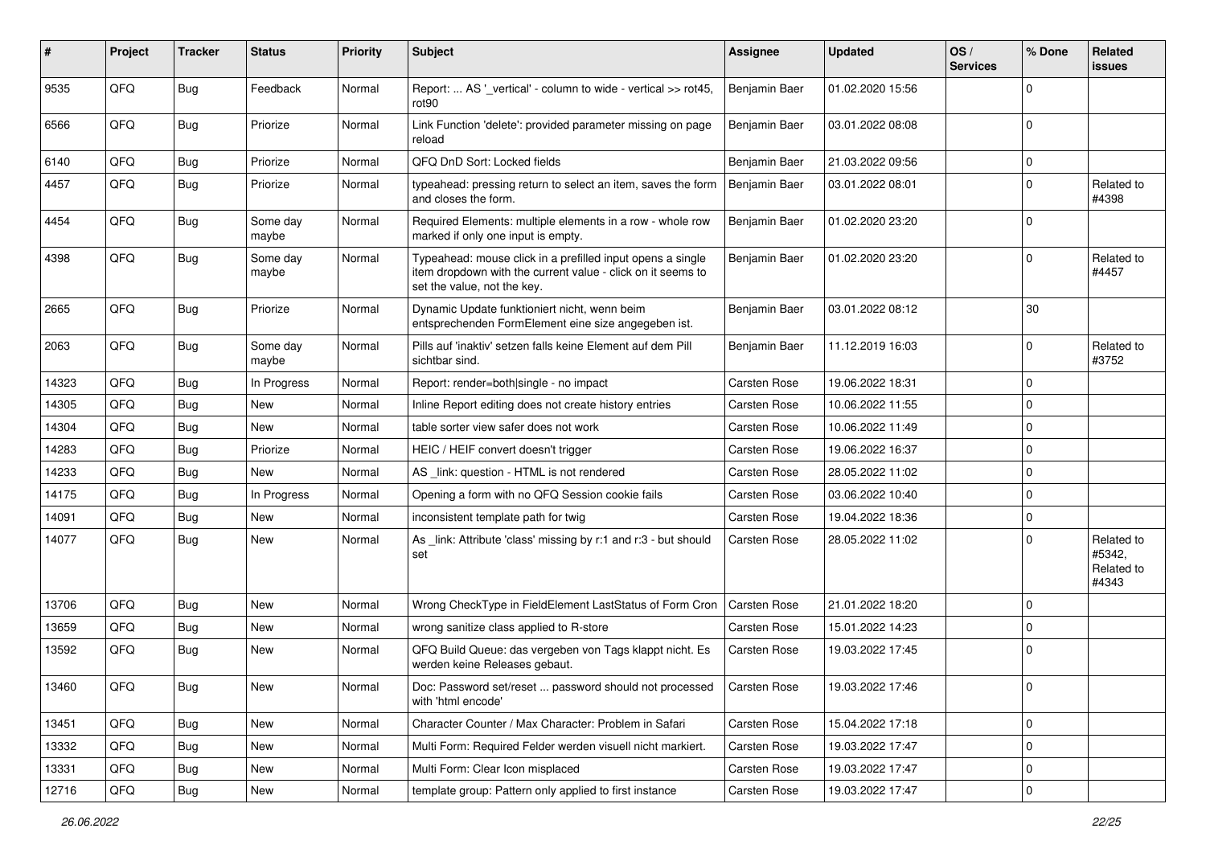| # | Project | Tracker | Status | Priority | Subject | Assignee | Updated | OS / Services | % Done | Related issues |
|---|---|---|---|---|---|---|---|---|---|---|
| 9535 | QFQ | Bug | Feedback | Normal | Report: ... AS '_vertical' - column to wide - vertical >> rot45, rot90 | Benjamin Baer | 01.02.2020 15:56 | | 0 | |
| 6566 | QFQ | Bug | Priorize | Normal | Link Function 'delete': provided parameter missing on page reload | Benjamin Baer | 03.01.2022 08:08 | | 0 | |
| 6140 | QFQ | Bug | Priorize | Normal | QFQ DnD Sort: Locked fields | Benjamin Baer | 21.03.2022 09:56 | | 0 | |
| 4457 | QFQ | Bug | Priorize | Normal | typeahead: pressing return to select an item, saves the form and closes the form. | Benjamin Baer | 03.01.2022 08:01 | | 0 | Related to #4398 |
| 4454 | QFQ | Bug | Some day maybe | Normal | Required Elements: multiple elements in a row - whole row marked if only one input is empty. | Benjamin Baer | 01.02.2020 23:20 | | 0 | |
| 4398 | QFQ | Bug | Some day maybe | Normal | Typeahead: mouse click in a prefilled input opens a single item dropdown with the current value - click on it seems to set the value, not the key. | Benjamin Baer | 01.02.2020 23:20 | | 0 | Related to #4457 |
| 2665 | QFQ | Bug | Priorize | Normal | Dynamic Update funktioniert nicht, wenn beim entsprechenden FormElement eine size angegeben ist. | Benjamin Baer | 03.01.2022 08:12 | | 30 | |
| 2063 | QFQ | Bug | Some day maybe | Normal | Pills auf 'inaktiv' setzen falls keine Element auf dem Pill sichtbar sind. | Benjamin Baer | 11.12.2019 16:03 | | 0 | Related to #3752 |
| 14323 | QFQ | Bug | In Progress | Normal | Report: render=both\|single - no impact | Carsten Rose | 19.06.2022 18:31 | | 0 | |
| 14305 | QFQ | Bug | New | Normal | Inline Report editing does not create history entries | Carsten Rose | 10.06.2022 11:55 | | 0 | |
| 14304 | QFQ | Bug | New | Normal | table sorter view safer does not work | Carsten Rose | 10.06.2022 11:49 | | 0 | |
| 14283 | QFQ | Bug | Priorize | Normal | HEIC / HEIF convert doesn't trigger | Carsten Rose | 19.06.2022 16:37 | | 0 | |
| 14233 | QFQ | Bug | New | Normal | AS _link: question - HTML is not rendered | Carsten Rose | 28.05.2022 11:02 | | 0 | |
| 14175 | QFQ | Bug | In Progress | Normal | Opening a form with no QFQ Session cookie fails | Carsten Rose | 03.06.2022 10:40 | | 0 | |
| 14091 | QFQ | Bug | New | Normal | inconsistent template path for twig | Carsten Rose | 19.04.2022 18:36 | | 0 | |
| 14077 | QFQ | Bug | New | Normal | As _link: Attribute 'class' missing by r:1 and r:3 - but should set | Carsten Rose | 28.05.2022 11:02 | | 0 | Related to #5342, Related to #4343 |
| 13706 | QFQ | Bug | New | Normal | Wrong CheckType in FieldElement LastStatus of Form Cron | Carsten Rose | 21.01.2022 18:20 | | 0 | |
| 13659 | QFQ | Bug | New | Normal | wrong sanitize class applied to R-store | Carsten Rose | 15.01.2022 14:23 | | 0 | |
| 13592 | QFQ | Bug | New | Normal | QFQ Build Queue: das vergeben von Tags klappt nicht. Es werden keine Releases gebaut. | Carsten Rose | 19.03.2022 17:45 | | 0 | |
| 13460 | QFQ | Bug | New | Normal | Doc: Password set/reset ... password should not processed with 'html encode' | Carsten Rose | 19.03.2022 17:46 | | 0 | |
| 13451 | QFQ | Bug | New | Normal | Character Counter / Max Character: Problem in Safari | Carsten Rose | 15.04.2022 17:18 | | 0 | |
| 13332 | QFQ | Bug | New | Normal | Multi Form: Required Felder werden visuell nicht markiert. | Carsten Rose | 19.03.2022 17:47 | | 0 | |
| 13331 | QFQ | Bug | New | Normal | Multi Form: Clear Icon misplaced | Carsten Rose | 19.03.2022 17:47 | | 0 | |
| 12716 | QFQ | Bug | New | Normal | template group: Pattern only applied to first instance | Carsten Rose | 19.03.2022 17:47 | | 0 | |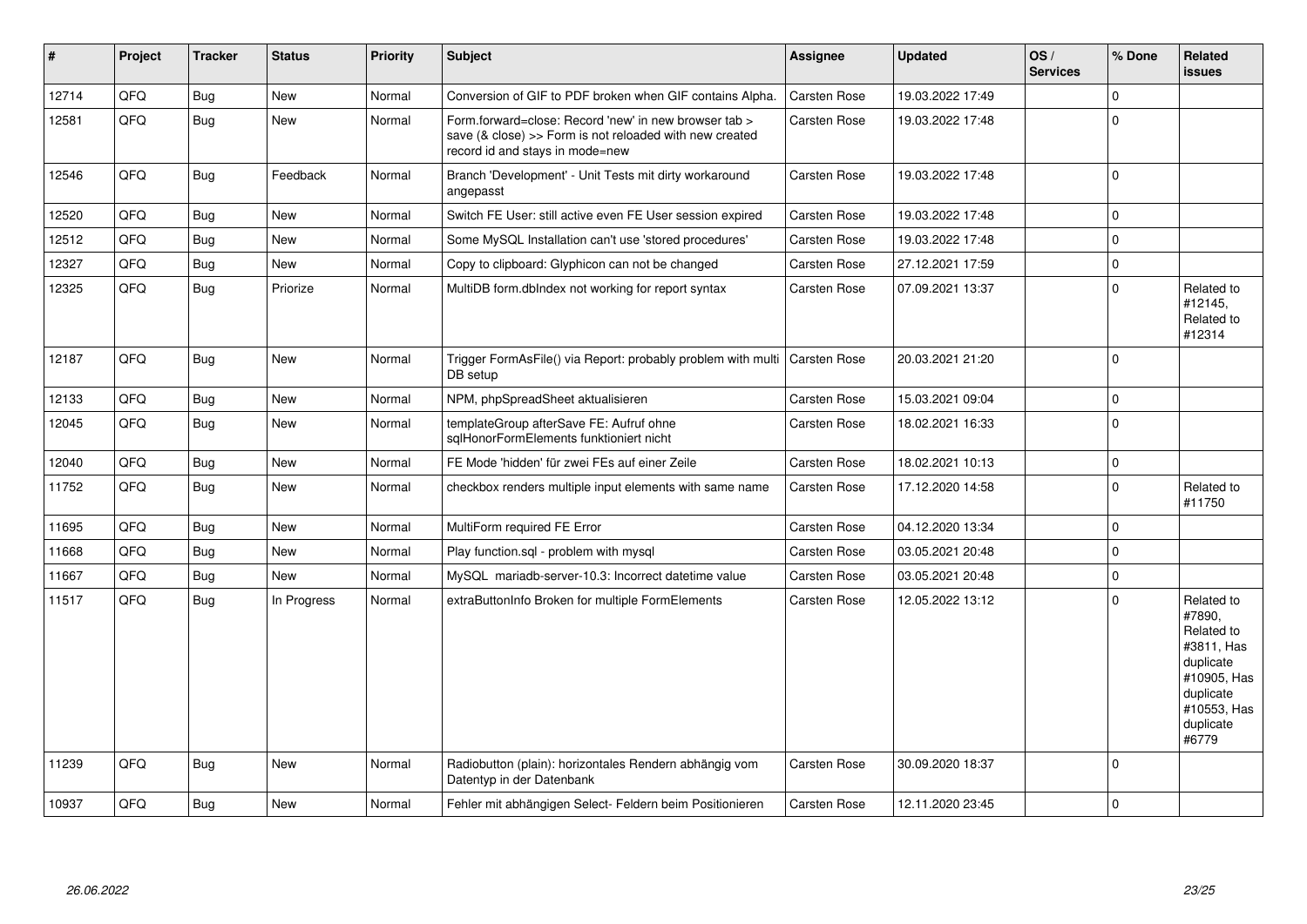| # | Project | Tracker | Status | Priority | Subject | Assignee | Updated | OS / Services | % Done | Related issues |
|---|---|---|---|---|---|---|---|---|---|---|
| 12714 | QFQ | Bug | New | Normal | Conversion of GIF to PDF broken when GIF contains Alpha. | Carsten Rose | 19.03.2022 17:49 | | 0 | |
| 12581 | QFQ | Bug | New | Normal | Form.forward=close: Record 'new' in new browser tab > save (& close) >> Form is not reloaded with new created record id and stays in mode=new | Carsten Rose | 19.03.2022 17:48 | | 0 | |
| 12546 | QFQ | Bug | Feedback | Normal | Branch 'Development' - Unit Tests mit dirty workaround angepasst | Carsten Rose | 19.03.2022 17:48 | | 0 | |
| 12520 | QFQ | Bug | New | Normal | Switch FE User: still active even FE User session expired | Carsten Rose | 19.03.2022 17:48 | | 0 | |
| 12512 | QFQ | Bug | New | Normal | Some MySQL Installation can't use 'stored procedures' | Carsten Rose | 19.03.2022 17:48 | | 0 | |
| 12327 | QFQ | Bug | New | Normal | Copy to clipboard: Glyphicon can not be changed | Carsten Rose | 27.12.2021 17:59 | | 0 | |
| 12325 | QFQ | Bug | Priorize | Normal | MultiDB form.dbIndex not working for report syntax | Carsten Rose | 07.09.2021 13:37 | | 0 | Related to #12145, Related to #12314 |
| 12187 | QFQ | Bug | New | Normal | Trigger FormAsFile() via Report: probably problem with multi DB setup | Carsten Rose | 20.03.2021 21:20 | | 0 | |
| 12133 | QFQ | Bug | New | Normal | NPM, phpSpreadSheet aktualisieren | Carsten Rose | 15.03.2021 09:04 | | 0 | |
| 12045 | QFQ | Bug | New | Normal | templateGroup afterSave FE: Aufruf ohne sqlHonorFormElements funktioniert nicht | Carsten Rose | 18.02.2021 16:33 | | 0 | |
| 12040 | QFQ | Bug | New | Normal | FE Mode 'hidden' für zwei FEs auf einer Zeile | Carsten Rose | 18.02.2021 10:13 | | 0 | |
| 11752 | QFQ | Bug | New | Normal | checkbox renders multiple input elements with same name | Carsten Rose | 17.12.2020 14:58 | | 0 | Related to #11750 |
| 11695 | QFQ | Bug | New | Normal | MultiForm required FE Error | Carsten Rose | 04.12.2020 13:34 | | 0 | |
| 11668 | QFQ | Bug | New | Normal | Play function.sql - problem with mysql | Carsten Rose | 03.05.2021 20:48 | | 0 | |
| 11667 | QFQ | Bug | New | Normal | MySQL mariadb-server-10.3: Incorrect datetime value | Carsten Rose | 03.05.2021 20:48 | | 0 | |
| 11517 | QFQ | Bug | In Progress | Normal | extraButtonInfo Broken for multiple FormElements | Carsten Rose | 12.05.2022 13:12 | | 0 | Related to #7890, Related to #3811, Has duplicate #10905, Has duplicate #10553, Has duplicate #6779 |
| 11239 | QFQ | Bug | New | Normal | Radiobutton (plain): horizontales Rendern abhängig vom Datentyp in der Datenbank | Carsten Rose | 30.09.2020 18:37 | | 0 | |
| 10937 | QFQ | Bug | New | Normal | Fehler mit abhängigen Select- Feldern beim Positionieren | Carsten Rose | 12.11.2020 23:45 | | 0 | |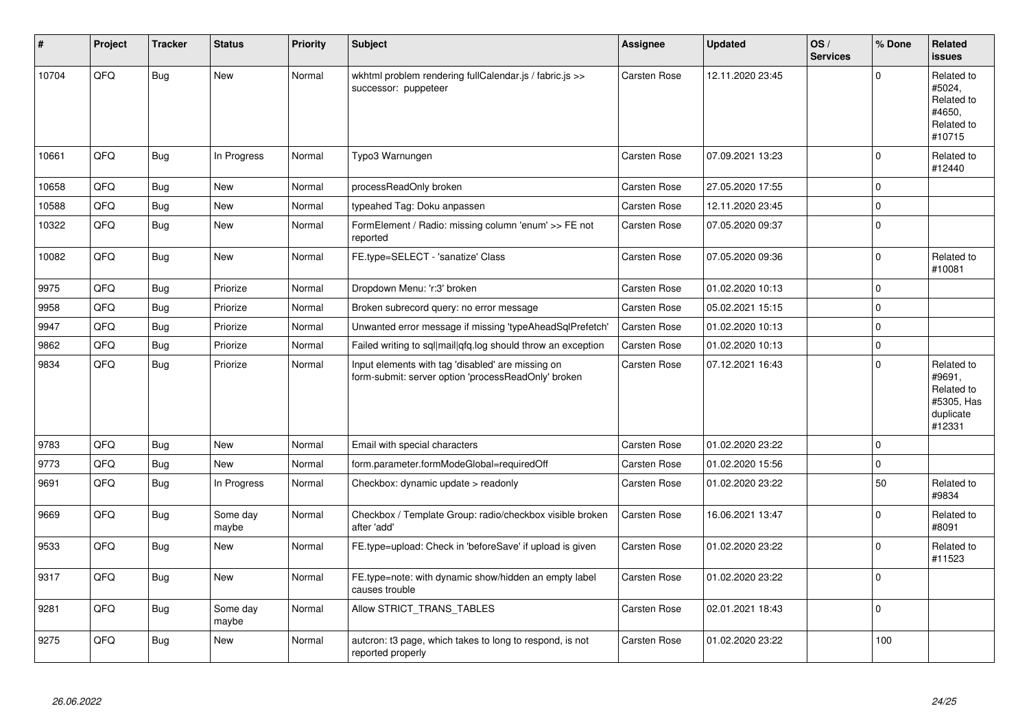| # | Project | Tracker | Status | Priority | Subject | Assignee | Updated | OS / Services | % Done | Related issues |
|---|---|---|---|---|---|---|---|---|---|---|
| 10704 | QFQ | Bug | New | Normal | wkhtml problem rendering fullCalendar.js / fabric.js >> successor: puppeteer | Carsten Rose | 12.11.2020 23:45 | | 0 | Related to #5024, Related to #4650, Related to #10715 |
| 10661 | QFQ | Bug | In Progress | Normal | Typo3 Warnungen | Carsten Rose | 07.09.2021 13:23 | | 0 | Related to #12440 |
| 10658 | QFQ | Bug | New | Normal | processReadOnly broken | Carsten Rose | 27.05.2020 17:55 | | 0 | |
| 10588 | QFQ | Bug | New | Normal | typeahed Tag: Doku anpassen | Carsten Rose | 12.11.2020 23:45 | | 0 | |
| 10322 | QFQ | Bug | New | Normal | FormElement / Radio: missing column 'enum' >> FE not reported | Carsten Rose | 07.05.2020 09:37 | | 0 | |
| 10082 | QFQ | Bug | New | Normal | FE.type=SELECT - 'sanatize' Class | Carsten Rose | 07.05.2020 09:36 | | 0 | Related to #10081 |
| 9975 | QFQ | Bug | Priorize | Normal | Dropdown Menu: 'r:3' broken | Carsten Rose | 01.02.2020 10:13 | | 0 | |
| 9958 | QFQ | Bug | Priorize | Normal | Broken subrecord query: no error message | Carsten Rose | 05.02.2021 15:15 | | 0 | |
| 9947 | QFQ | Bug | Priorize | Normal | Unwanted error message if missing 'typeAheadSqlPrefetch' | Carsten Rose | 01.02.2020 10:13 | | 0 | |
| 9862 | QFQ | Bug | Priorize | Normal | Failed writing to sql|mail|qfq.log should throw an exception | Carsten Rose | 01.02.2020 10:13 | | 0 | |
| 9834 | QFQ | Bug | Priorize | Normal | Input elements with tag 'disabled' are missing on form-submit: server option 'processReadOnly' broken | Carsten Rose | 07.12.2021 16:43 | | 0 | Related to #9691, Related to #5305, Has duplicate #12331 |
| 9783 | QFQ | Bug | New | Normal | Email with special characters | Carsten Rose | 01.02.2020 23:22 | | 0 | |
| 9773 | QFQ | Bug | New | Normal | form.parameter.formModeGlobal=requiredOff | Carsten Rose | 01.02.2020 15:56 | | 0 | |
| 9691 | QFQ | Bug | In Progress | Normal | Checkbox: dynamic update > readonly | Carsten Rose | 01.02.2020 23:22 | | 50 | Related to #9834 |
| 9669 | QFQ | Bug | Some day maybe | Normal | Checkbox / Template Group: radio/checkbox visible broken after 'add' | Carsten Rose | 16.06.2021 13:47 | | 0 | Related to #8091 |
| 9533 | QFQ | Bug | New | Normal | FE.type=upload: Check in 'beforeSave' if upload is given | Carsten Rose | 01.02.2020 23:22 | | 0 | Related to #11523 |
| 9317 | QFQ | Bug | New | Normal | FE.type=note: with dynamic show/hidden an empty label causes trouble | Carsten Rose | 01.02.2020 23:22 | | 0 | |
| 9281 | QFQ | Bug | Some day maybe | Normal | Allow STRICT_TRANS_TABLES | Carsten Rose | 02.01.2021 18:43 | | 0 | |
| 9275 | QFQ | Bug | New | Normal | autcron: t3 page, which takes to long to respond, is not reported properly | Carsten Rose | 01.02.2020 23:22 | | 100 | |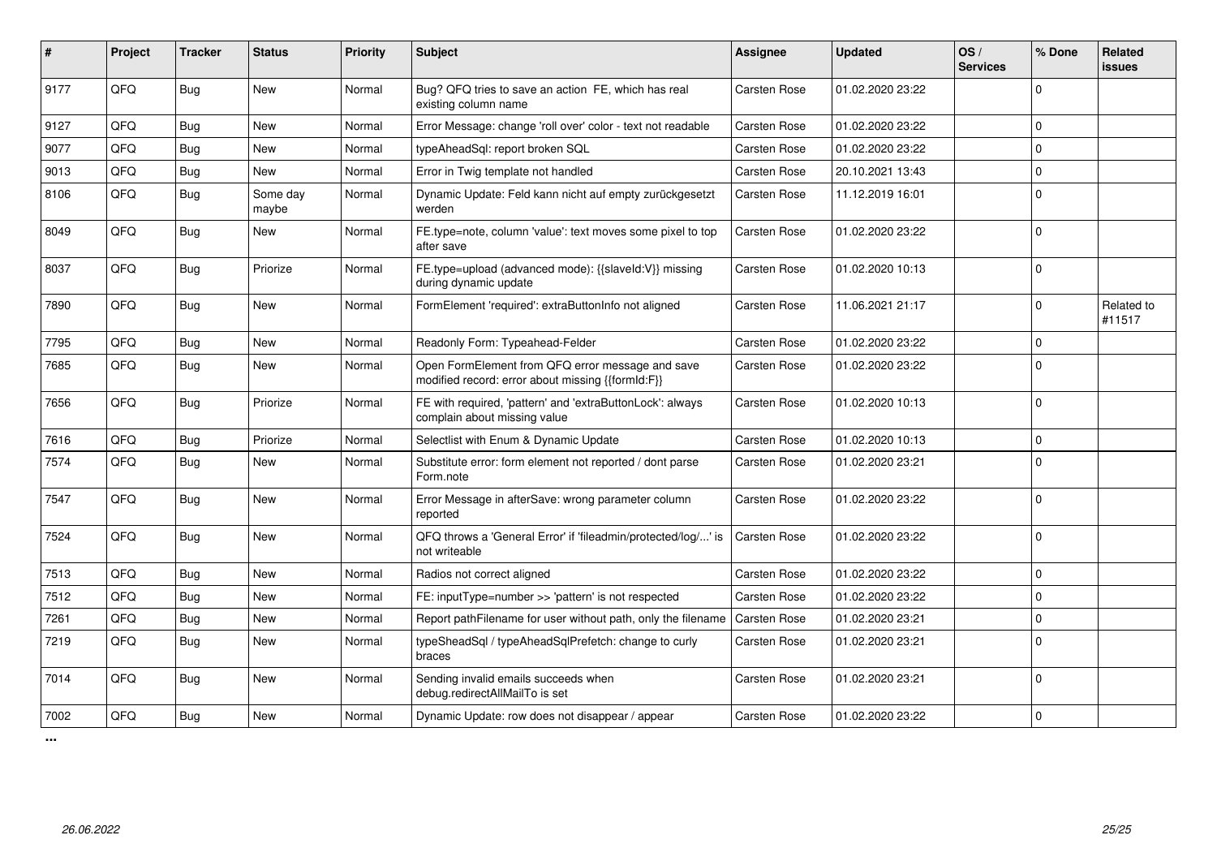| # | Project | Tracker | Status | Priority | Subject | Assignee | Updated | OS / Services | % Done | Related issues |
|---|---|---|---|---|---|---|---|---|---|---|
| 9177 | QFQ | Bug | New | Normal | Bug? QFQ tries to save an action FE, which has real existing column name | Carsten Rose | 01.02.2020 23:22 | | 0 | |
| 9127 | QFQ | Bug | New | Normal | Error Message: change 'roll over' color - text not readable | Carsten Rose | 01.02.2020 23:22 | | 0 | |
| 9077 | QFQ | Bug | New | Normal | typeAheadSql: report broken SQL | Carsten Rose | 01.02.2020 23:22 | | 0 | |
| 9013 | QFQ | Bug | New | Normal | Error in Twig template not handled | Carsten Rose | 20.10.2021 13:43 | | 0 | |
| 8106 | QFQ | Bug | Some day maybe | Normal | Dynamic Update: Feld kann nicht auf empty zurückgesetzt werden | Carsten Rose | 11.12.2019 16:01 | | 0 | |
| 8049 | QFQ | Bug | New | Normal | FE.type=note, column 'value': text moves some pixel to top after save | Carsten Rose | 01.02.2020 23:22 | | 0 | |
| 8037 | QFQ | Bug | Priorize | Normal | FE.type=upload (advanced mode): {{slaveId:V}} missing during dynamic update | Carsten Rose | 01.02.2020 10:13 | | 0 | |
| 7890 | QFQ | Bug | New | Normal | FormElement 'required': extraButtonInfo not aligned | Carsten Rose | 11.06.2021 21:17 | | 0 | Related to #11517 |
| 7795 | QFQ | Bug | New | Normal | Readonly Form: Typeahead-Felder | Carsten Rose | 01.02.2020 23:22 | | 0 | |
| 7685 | QFQ | Bug | New | Normal | Open FormElement from QFQ error message and save modified record: error about missing {{formId:F}} | Carsten Rose | 01.02.2020 23:22 | | 0 | |
| 7656 | QFQ | Bug | Priorize | Normal | FE with required, 'pattern' and 'extraButtonLock': always complain about missing value | Carsten Rose | 01.02.2020 10:13 | | 0 | |
| 7616 | QFQ | Bug | Priorize | Normal | Selectlist with Enum & Dynamic Update | Carsten Rose | 01.02.2020 10:13 | | 0 | |
| 7574 | QFQ | Bug | New | Normal | Substitute error: form element not reported / dont parse Form.note | Carsten Rose | 01.02.2020 23:21 | | 0 | |
| 7547 | QFQ | Bug | New | Normal | Error Message in afterSave: wrong parameter column reported | Carsten Rose | 01.02.2020 23:22 | | 0 | |
| 7524 | QFQ | Bug | New | Normal | QFQ throws a 'General Error' if 'fileadmin/protected/log/...' is not writeable | Carsten Rose | 01.02.2020 23:22 | | 0 | |
| 7513 | QFQ | Bug | New | Normal | Radios not correct aligned | Carsten Rose | 01.02.2020 23:22 | | 0 | |
| 7512 | QFQ | Bug | New | Normal | FE: inputType=number >> 'pattern' is not respected | Carsten Rose | 01.02.2020 23:22 | | 0 | |
| 7261 | QFQ | Bug | New | Normal | Report pathFilename for user without path, only the filename | Carsten Rose | 01.02.2020 23:21 | | 0 | |
| 7219 | QFQ | Bug | New | Normal | typeSheadSql / typeAheadSqlPrefetch: change to curly braces | Carsten Rose | 01.02.2020 23:21 | | 0 | |
| 7014 | QFQ | Bug | New | Normal | Sending invalid emails succeeds when debug.redirectAllMailTo is set | Carsten Rose | 01.02.2020 23:21 | | 0 | |
| 7002 | QFQ | Bug | New | Normal | Dynamic Update: row does not disappear / appear | Carsten Rose | 01.02.2020 23:22 | | 0 | |

...